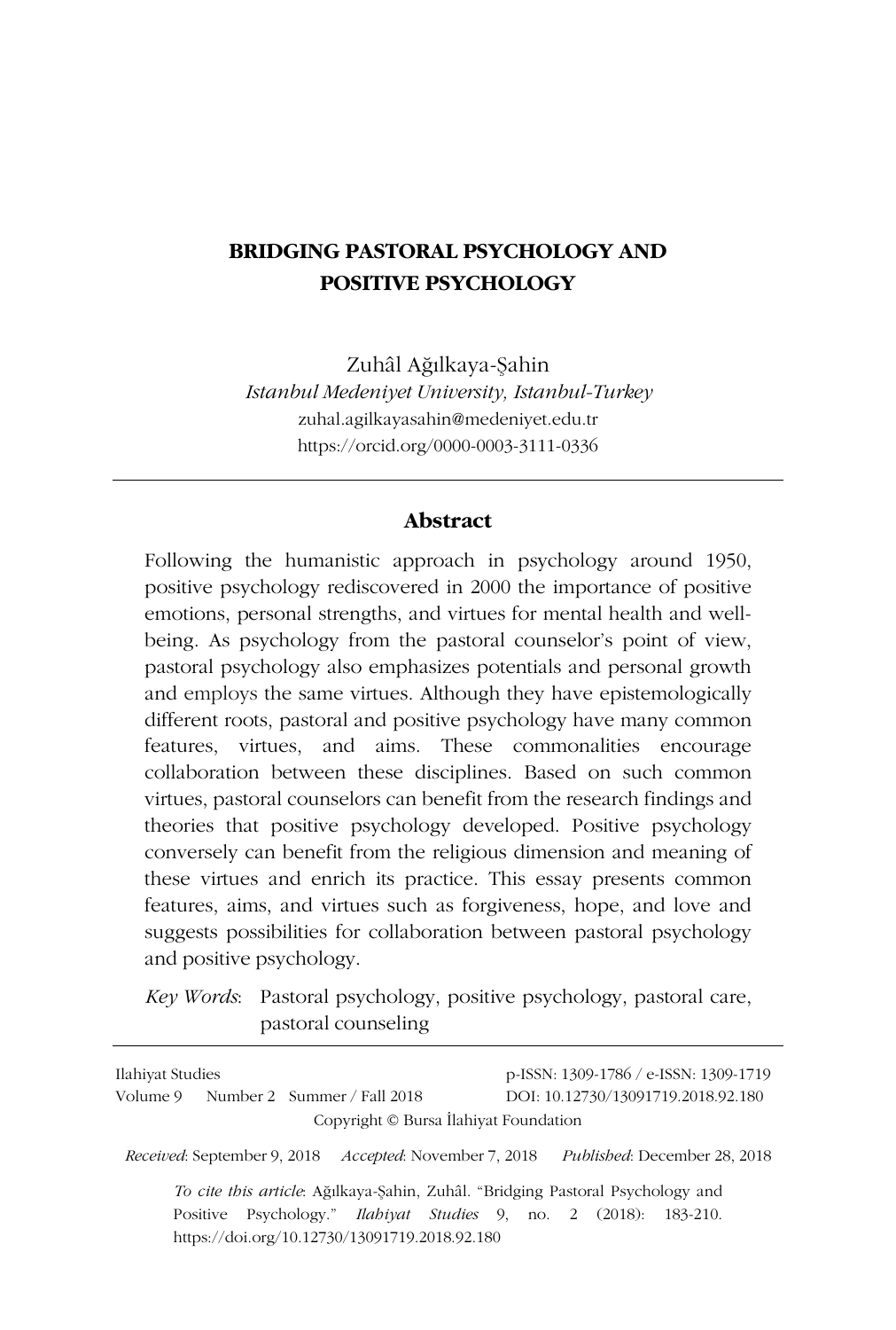# BRIDGING PASTORAL PSYCHOLOGY AND POSITIVE PSYCHOLOGY

Zuhâl Ağılkaya-Şahin

*Istanbul Medeniyet University, Istanbul-Turkey*

zuhal.agilkayasahin@medeniyet.edu.tr

https://orcid.org/0000-0003-3111-0336

## Abstract

Following the humanistic approach in psychology around 1950, positive psychology rediscovered in 2000 the importance of positive emotions, personal strengths, and virtues for mental health and well-being. As psychology from the pastoral counselor's point of view, pastoral psychology also emphasizes potentials and personal growth and employs the same virtues. Although they have epistemologically different roots, pastoral and positive psychology have many common features, virtues, and aims. These commonalities encourage collaboration between these disciplines. Based on such common virtues, pastoral counselors can benefit from the research findings and theories that positive psychology developed. Positive psychology conversely can benefit from the religious dimension and meaning of these virtues and enrich its practice. This essay presents common features, aims, and virtues such as forgiveness, hope, and love and suggests possibilities for collaboration between pastoral psychology and positive psychology.

*Key Words*: Pastoral psychology, positive psychology, pastoral care, pastoral counseling

Ilahiyat Studies
Volume 9 Number 2 Summer / Fall 2018

p-ISSN: 1309-1786 / e-ISSN: 1309-1719
DOI: 10.12730/13091719.2018.92.180

Copyright © Bursa İlahiyat Foundation

*Received*: September 9, 2018 *Accepted*: November 7, 2018 *Published*: December 28, 2018

*To cite this article*: Ağılkaya-Şahin, Zuhâl. "Bridging Pastoral Psychology and Positive Psychology." *Ilahiyat Studies* 9, no. 2 (2018): 183-210. https://doi.org/10.12730/13091719.2018.92.180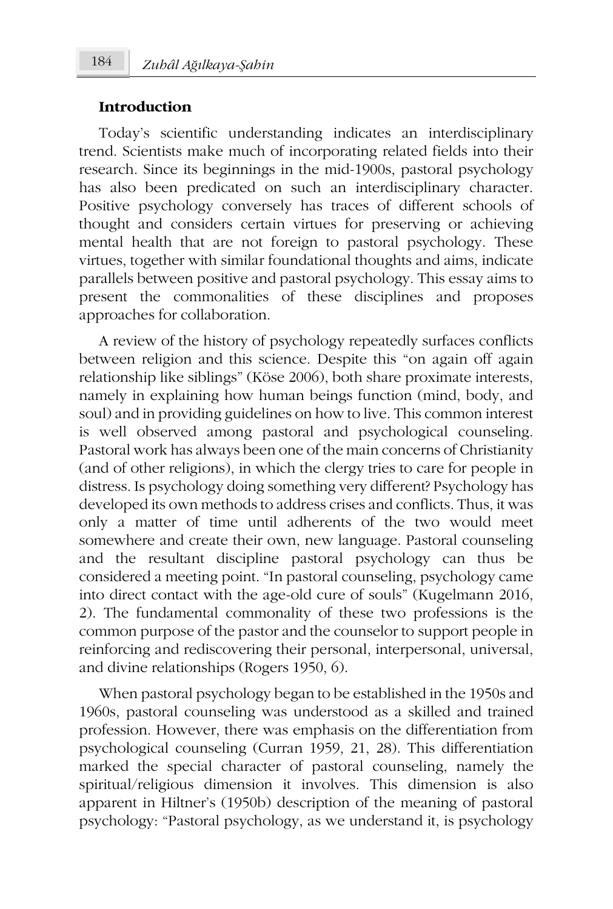## Introduction

Today's scientific understanding indicates an interdisciplinary trend. Scientists make much of incorporating related fields into their research. Since its beginnings in the mid-1900s, pastoral psychology has also been predicated on such an interdisciplinary character. Positive psychology conversely has traces of different schools of thought and considers certain virtues for preserving or achieving mental health that are not foreign to pastoral psychology. These virtues, together with similar foundational thoughts and aims, indicate parallels between positive and pastoral psychology. This essay aims to present the commonalities of these disciplines and proposes approaches for collaboration.

A review of the history of psychology repeatedly surfaces conflicts between religion and this science. Despite this "on again off again relationship like siblings" (Köse 2006), both share proximate interests, namely in explaining how human beings function (mind, body, and soul) and in providing guidelines on how to live. This common interest is well observed among pastoral and psychological counseling. Pastoral work has always been one of the main concerns of Christianity (and of other religions), in which the clergy tries to care for people in distress. Is psychology doing something very different? Psychology has developed its own methods to address crises and conflicts. Thus, it was only a matter of time until adherents of the two would meet somewhere and create their own, new language. Pastoral counseling and the resultant discipline pastoral psychology can thus be considered a meeting point. "In pastoral counseling, psychology came into direct contact with the age-old cure of souls" (Kugelmann 2016, 2). The fundamental commonality of these two professions is the common purpose of the pastor and the counselor to support people in reinforcing and rediscovering their personal, interpersonal, universal, and divine relationships (Rogers 1950, 6).

When pastoral psychology began to be established in the 1950s and 1960s, pastoral counseling was understood as a skilled and trained profession. However, there was emphasis on the differentiation from psychological counseling (Curran 1959, 21, 28). This differentiation marked the special character of pastoral counseling, namely the spiritual/religious dimension it involves. This dimension is also apparent in Hiltner's (1950b) description of the meaning of pastoral psychology: "Pastoral psychology, as we understand it, is psychology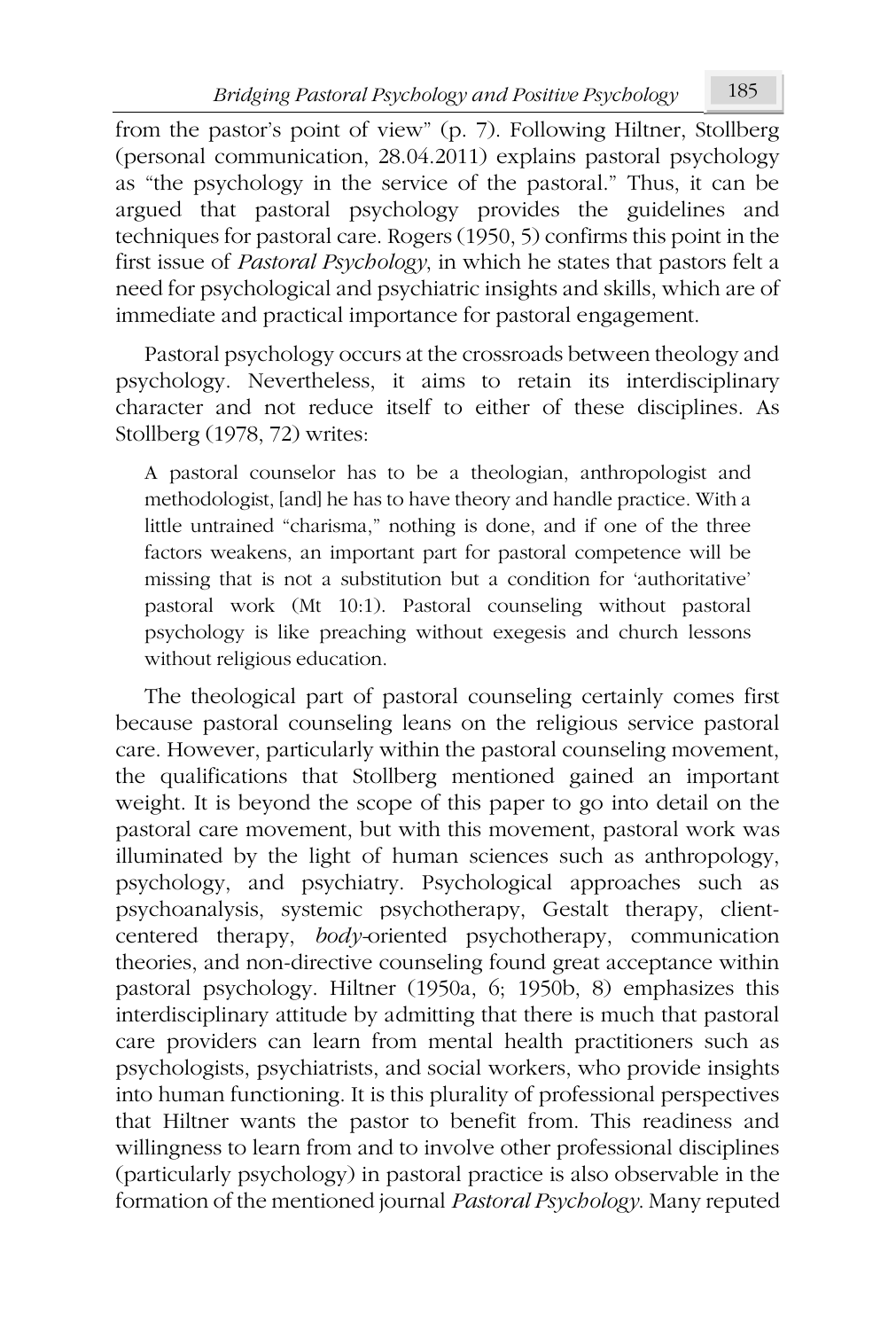from the pastor's point of view" (p. 7). Following Hiltner, Stollberg (personal communication, 28.04.2011) explains pastoral psychology as "the psychology in the service of the pastoral." Thus, it can be argued that pastoral psychology provides the guidelines and techniques for pastoral care. Rogers (1950, 5) confirms this point in the first issue of *Pastoral Psychology*, in which he states that pastors felt a need for psychological and psychiatric insights and skills, which are of immediate and practical importance for pastoral engagement.

Pastoral psychology occurs at the crossroads between theology and psychology. Nevertheless, it aims to retain its interdisciplinary character and not reduce itself to either of these disciplines. As Stollberg (1978, 72) writes:

> A pastoral counselor has to be a theologian, anthropologist and methodologist, [and] he has to have theory and handle practice. With a little untrained "charisma," nothing is done, and if one of the three factors weakens, an important part for pastoral competence will be missing that is not a substitution but a condition for 'authoritative' pastoral work (Mt 10:1). Pastoral counseling without pastoral psychology is like preaching without exegesis and church lessons without religious education.

The theological part of pastoral counseling certainly comes first because pastoral counseling leans on the religious service pastoral care. However, particularly within the pastoral counseling movement, the qualifications that Stollberg mentioned gained an important weight. It is beyond the scope of this paper to go into detail on the pastoral care movement, but with this movement, pastoral work was illuminated by the light of human sciences such as anthropology, psychology, and psychiatry. Psychological approaches such as psychoanalysis, systemic psychotherapy, Gestalt therapy, client-centered therapy, *body*-oriented psychotherapy, communication theories, and non-directive counseling found great acceptance within pastoral psychology. Hiltner (1950a, 6; 1950b, 8) emphasizes this interdisciplinary attitude by admitting that there is much that pastoral care providers can learn from mental health practitioners such as psychologists, psychiatrists, and social workers, who provide insights into human functioning. It is this plurality of professional perspectives that Hiltner wants the pastor to benefit from. This readiness and willingness to learn from and to involve other professional disciplines (particularly psychology) in pastoral practice is also observable in the formation of the mentioned journal *Pastoral Psychology*. Many reputed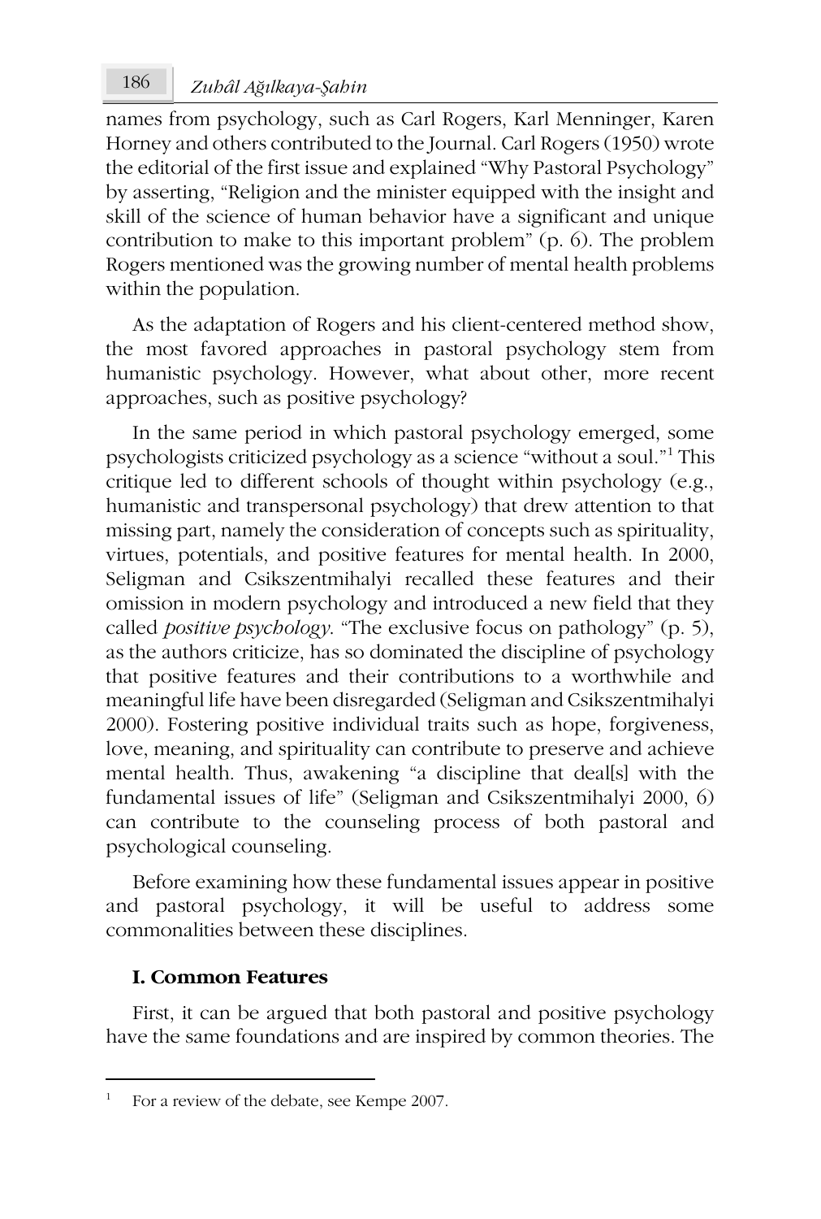names from psychology, such as Carl Rogers, Karl Menninger, Karen Horney and others contributed to the Journal. Carl Rogers (1950) wrote the editorial of the first issue and explained "Why Pastoral Psychology" by asserting, "Religion and the minister equipped with the insight and skill of the science of human behavior have a significant and unique contribution to make to this important problem" (p. 6). The problem Rogers mentioned was the growing number of mental health problems within the population.

As the adaptation of Rogers and his client-centered method show, the most favored approaches in pastoral psychology stem from humanistic psychology. However, what about other, more recent approaches, such as positive psychology?

In the same period in which pastoral psychology emerged, some psychologists criticized psychology as a science "without a soul."[1] This critique led to different schools of thought within psychology (e.g., humanistic and transpersonal psychology) that drew attention to that missing part, namely the consideration of concepts such as spirituality, virtues, potentials, and positive features for mental health. In 2000, Seligman and Csikszentmihalyi recalled these features and their omission in modern psychology and introduced a new field that they called *positive psychology*. "The exclusive focus on pathology" (p. 5), as the authors criticize, has so dominated the discipline of psychology that positive features and their contributions to a worthwhile and meaningful life have been disregarded (Seligman and Csikszentmihalyi 2000). Fostering positive individual traits such as hope, forgiveness, love, meaning, and spirituality can contribute to preserve and achieve mental health. Thus, awakening "a discipline that deal[s] with the fundamental issues of life" (Seligman and Csikszentmihalyi 2000, 6) can contribute to the counseling process of both pastoral and psychological counseling.

Before examining how these fundamental issues appear in positive and pastoral psychology, it will be useful to address some commonalities between these disciplines.

## I. Common Features

First, it can be argued that both pastoral and positive psychology have the same foundations and are inspired by common theories. The

---

[1] For a review of the debate, see Kempe 2007.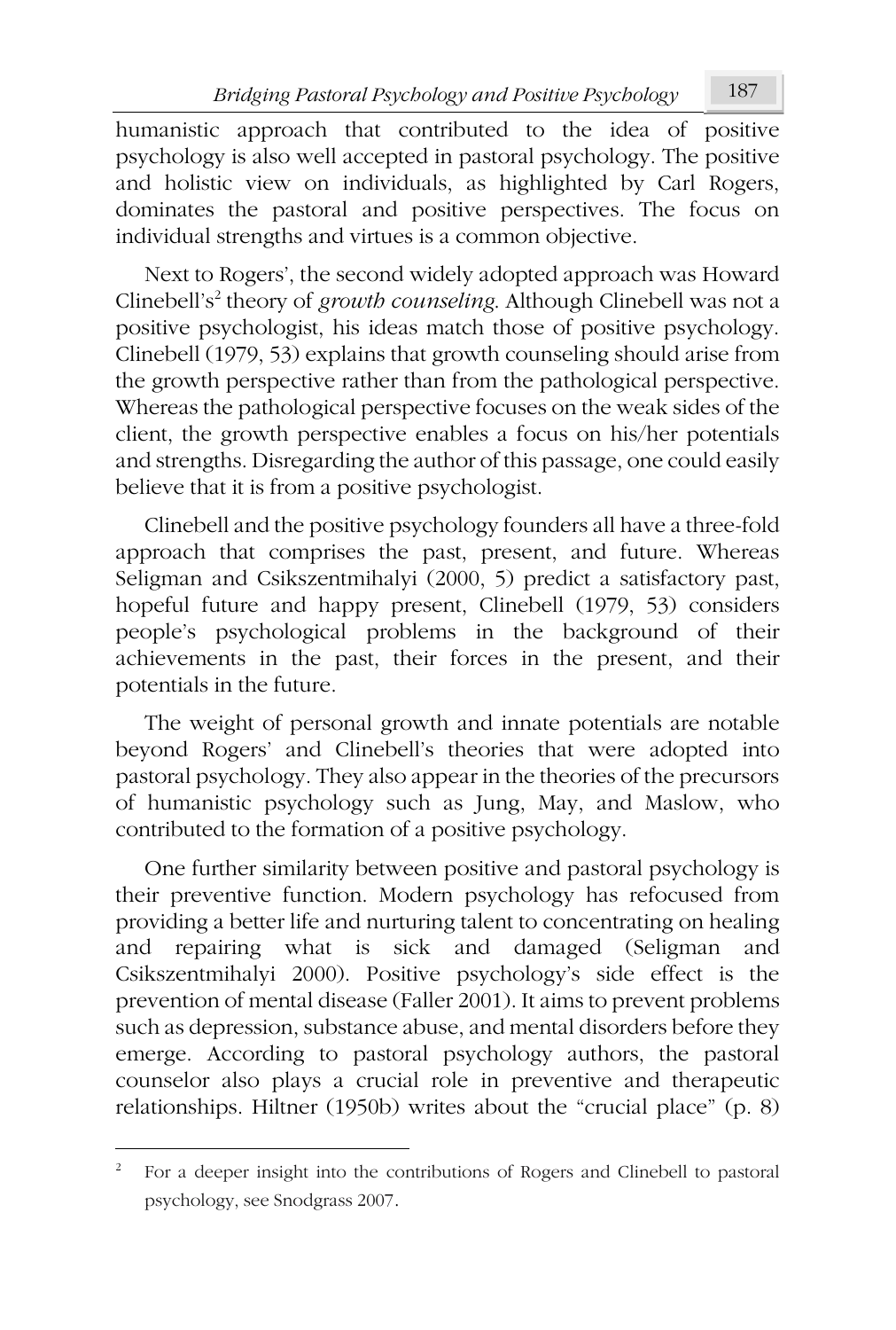humanistic approach that contributed to the idea of positive psychology is also well accepted in pastoral psychology. The positive and holistic view on individuals, as highlighted by Carl Rogers, dominates the pastoral and positive perspectives. The focus on individual strengths and virtues is a common objective.

Next to Rogers', the second widely adopted approach was Howard Clinebell's[2] theory of *growth counseling*. Although Clinebell was not a positive psychologist, his ideas match those of positive psychology. Clinebell (1979, 53) explains that growth counseling should arise from the growth perspective rather than from the pathological perspective. Whereas the pathological perspective focuses on the weak sides of the client, the growth perspective enables a focus on his/her potentials and strengths. Disregarding the author of this passage, one could easily believe that it is from a positive psychologist.

Clinebell and the positive psychology founders all have a three-fold approach that comprises the past, present, and future. Whereas Seligman and Csikszentmihalyi (2000, 5) predict a satisfactory past, hopeful future and happy present, Clinebell (1979, 53) considers people's psychological problems in the background of their achievements in the past, their forces in the present, and their potentials in the future.

The weight of personal growth and innate potentials are notable beyond Rogers' and Clinebell's theories that were adopted into pastoral psychology. They also appear in the theories of the precursors of humanistic psychology such as Jung, May, and Maslow, who contributed to the formation of a positive psychology.

One further similarity between positive and pastoral psychology is their preventive function. Modern psychology has refocused from providing a better life and nurturing talent to concentrating on healing and repairing what is sick and damaged (Seligman and Csikszentmihalyi 2000). Positive psychology's side effect is the prevention of mental disease (Faller 2001). It aims to prevent problems such as depression, substance abuse, and mental disorders before they emerge. According to pastoral psychology authors, the pastoral counselor also plays a crucial role in preventive and therapeutic relationships. Hiltner (1950b) writes about the "crucial place" (p. 8)

---

[2] For a deeper insight into the contributions of Rogers and Clinebell to pastoral psychology, see Snodgrass 2007.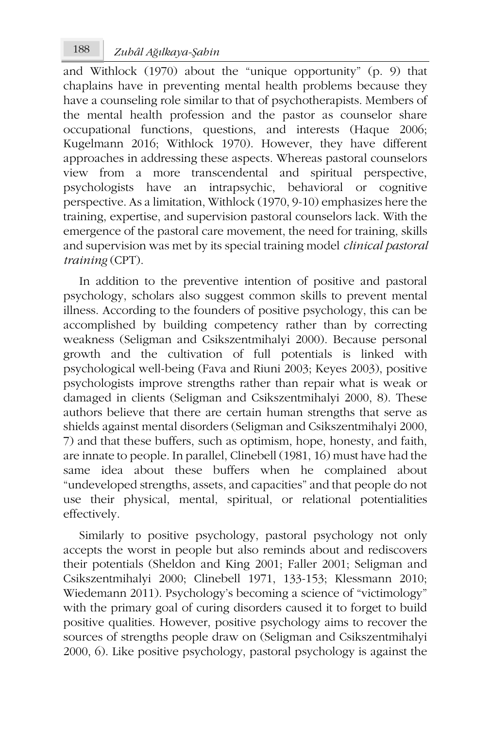and Withlock (1970) about the "unique opportunity" (p. 9) that chaplains have in preventing mental health problems because they have a counseling role similar to that of psychotherapists. Members of the mental health profession and the pastor as counselor share occupational functions, questions, and interests (Haque 2006; Kugelmann 2016; Withlock 1970). However, they have different approaches in addressing these aspects. Whereas pastoral counselors view from a more transcendental and spiritual perspective, psychologists have an intrapsychic, behavioral or cognitive perspective. As a limitation, Withlock (1970, 9-10) emphasizes here the training, expertise, and supervision pastoral counselors lack. With the emergence of the pastoral care movement, the need for training, skills and supervision was met by its special training model *clinical pastoral training* (CPT).

In addition to the preventive intention of positive and pastoral psychology, scholars also suggest common skills to prevent mental illness. According to the founders of positive psychology, this can be accomplished by building competency rather than by correcting weakness (Seligman and Csikszentmihalyi 2000). Because personal growth and the cultivation of full potentials is linked with psychological well-being (Fava and Riuni 2003; Keyes 2003), positive psychologists improve strengths rather than repair what is weak or damaged in clients (Seligman and Csikszentmihalyi 2000, 8). These authors believe that there are certain human strengths that serve as shields against mental disorders (Seligman and Csikszentmihalyi 2000, 7) and that these buffers, such as optimism, hope, honesty, and faith, are innate to people. In parallel, Clinebell (1981, 16) must have had the same idea about these buffers when he complained about "undeveloped strengths, assets, and capacities" and that people do not use their physical, mental, spiritual, or relational potentialities effectively.

Similarly to positive psychology, pastoral psychology not only accepts the worst in people but also reminds about and rediscovers their potentials (Sheldon and King 2001; Faller 2001; Seligman and Csikszentmihalyi 2000; Clinebell 1971, 133-153; Klessmann 2010; Wiedemann 2011). Psychology's becoming a science of "victimology" with the primary goal of curing disorders caused it to forget to build positive qualities. However, positive psychology aims to recover the sources of strengths people draw on (Seligman and Csikszentmihalyi 2000, 6). Like positive psychology, pastoral psychology is against the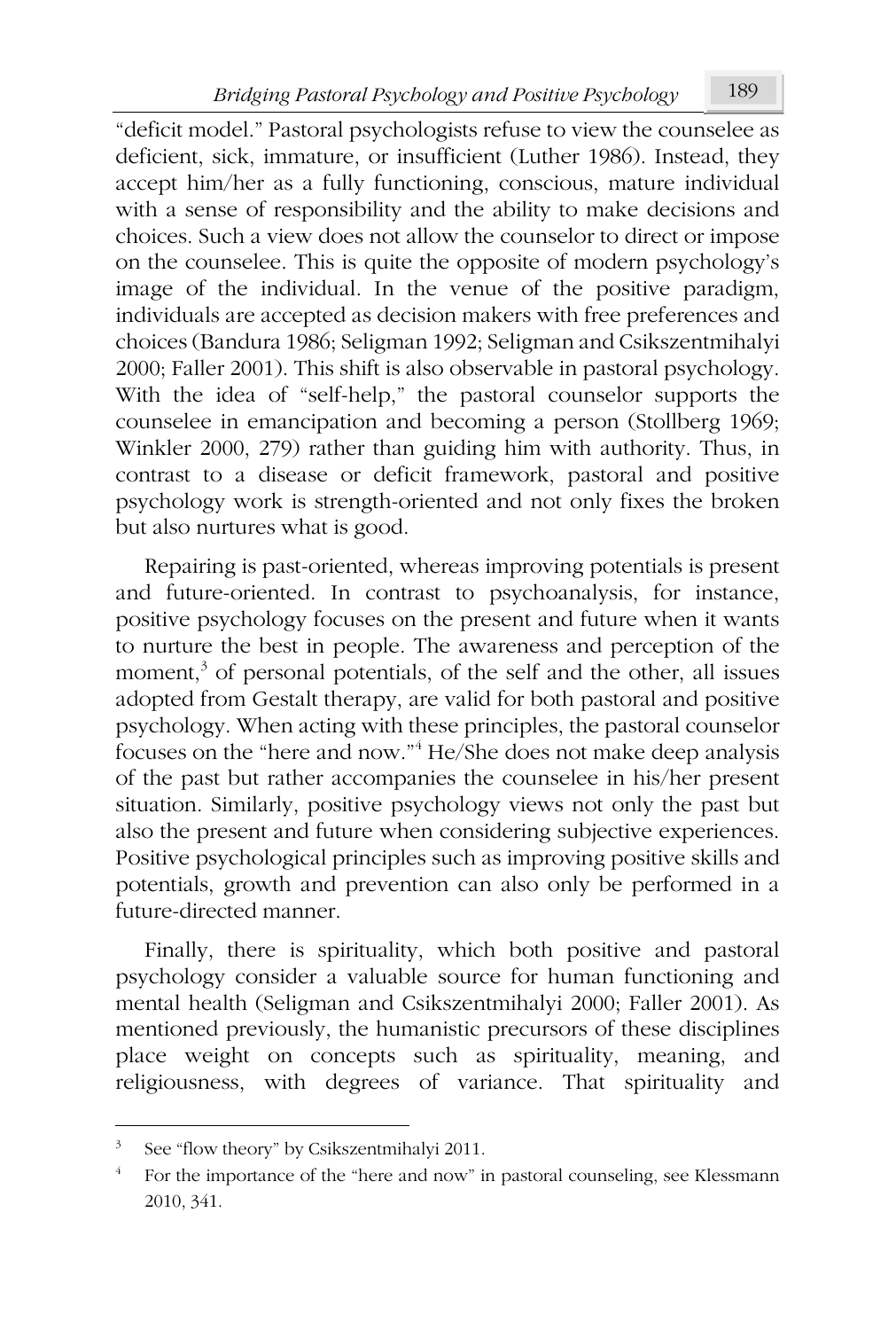"deficit model." Pastoral psychologists refuse to view the counselee as deficient, sick, immature, or insufficient (Luther 1986). Instead, they accept him/her as a fully functioning, conscious, mature individual with a sense of responsibility and the ability to make decisions and choices. Such a view does not allow the counselor to direct or impose on the counselee. This is quite the opposite of modern psychology's image of the individual. In the venue of the positive paradigm, individuals are accepted as decision makers with free preferences and choices (Bandura 1986; Seligman 1992; Seligman and Csikszentmihalyi 2000; Faller 2001). This shift is also observable in pastoral psychology. With the idea of "self-help," the pastoral counselor supports the counselee in emancipation and becoming a person (Stollberg 1969; Winkler 2000, 279) rather than guiding him with authority. Thus, in contrast to a disease or deficit framework, pastoral and positive psychology work is strength-oriented and not only fixes the broken but also nurtures what is good.

Repairing is past-oriented, whereas improving potentials is present and future-oriented. In contrast to psychoanalysis, for instance, positive psychology focuses on the present and future when it wants to nurture the best in people. The awareness and perception of the moment,[3] of personal potentials, of the self and the other, all issues adopted from Gestalt therapy, are valid for both pastoral and positive psychology. When acting with these principles, the pastoral counselor focuses on the "here and now."[4] He/She does not make deep analysis of the past but rather accompanies the counselee in his/her present situation. Similarly, positive psychology views not only the past but also the present and future when considering subjective experiences. Positive psychological principles such as improving positive skills and potentials, growth and prevention can also only be performed in a future-directed manner.

Finally, there is spirituality, which both positive and pastoral psychology consider a valuable source for human functioning and mental health (Seligman and Csikszentmihalyi 2000; Faller 2001). As mentioned previously, the humanistic precursors of these disciplines place weight on concepts such as spirituality, meaning, and religiousness, with degrees of variance. That spirituality and

---

[3] See "flow theory" by Csikszentmihalyi 2011.

[4] For the importance of the "here and now" in pastoral counseling, see Klessmann 2010, 341.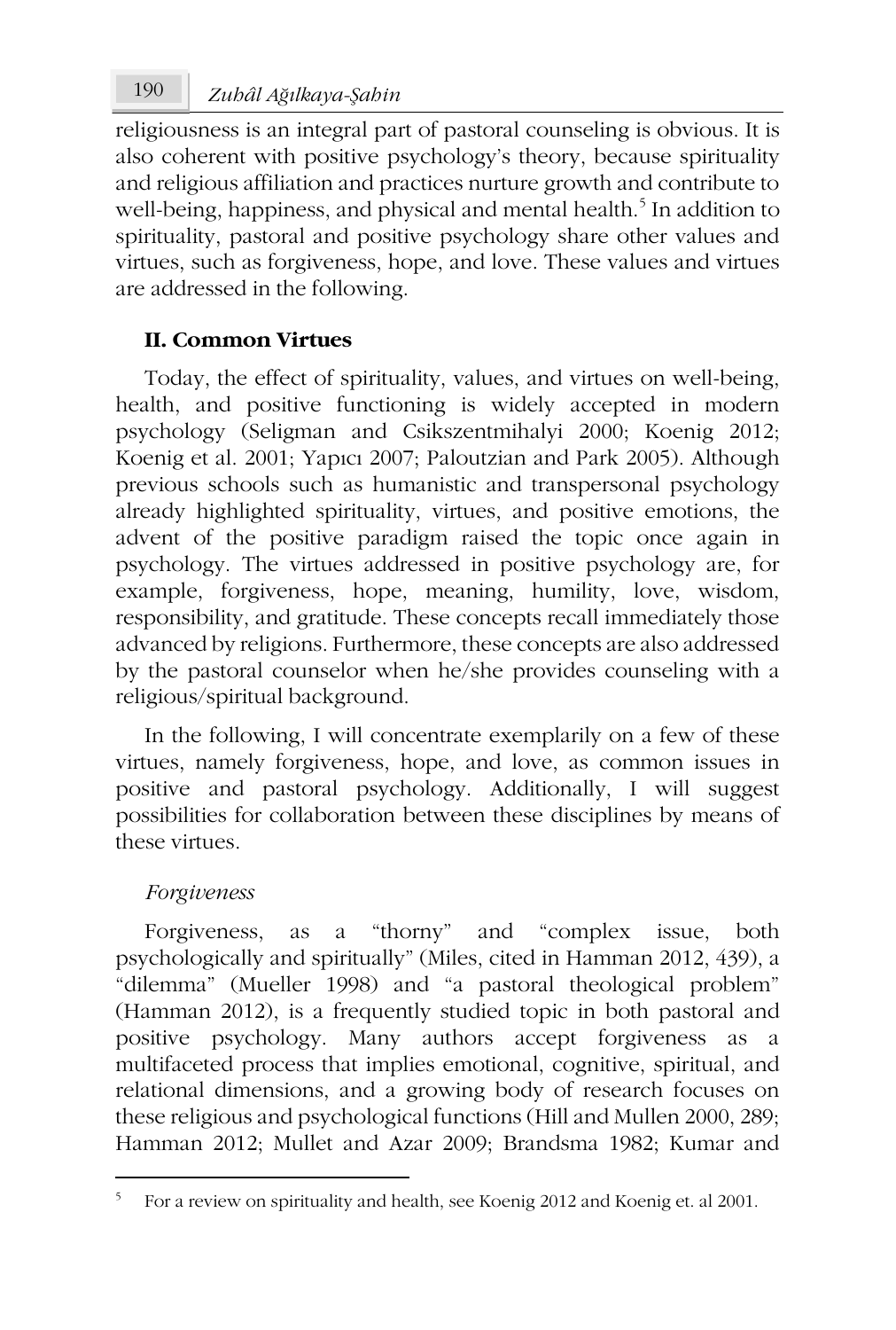religiousness is an integral part of pastoral counseling is obvious. It is also coherent with positive psychology's theory, because spirituality and religious affiliation and practices nurture growth and contribute to well-being, happiness, and physical and mental health.[5] In addition to spirituality, pastoral and positive psychology share other values and virtues, such as forgiveness, hope, and love. These values and virtues are addressed in the following.

## II. Common Virtues

Today, the effect of spirituality, values, and virtues on well-being, health, and positive functioning is widely accepted in modern psychology (Seligman and Csikszentmihalyi 2000; Koenig 2012; Koenig et al. 2001; Yapıcı 2007; Paloutzian and Park 2005). Although previous schools such as humanistic and transpersonal psychology already highlighted spirituality, virtues, and positive emotions, the advent of the positive paradigm raised the topic once again in psychology. The virtues addressed in positive psychology are, for example, forgiveness, hope, meaning, humility, love, wisdom, responsibility, and gratitude. These concepts recall immediately those advanced by religions. Furthermore, these concepts are also addressed by the pastoral counselor when he/she provides counseling with a religious/spiritual background.

In the following, I will concentrate exemplarily on a few of these virtues, namely forgiveness, hope, and love, as common issues in positive and pastoral psychology. Additionally, I will suggest possibilities for collaboration between these disciplines by means of these virtues.

### *Forgiveness*

Forgiveness, as a "thorny" and "complex issue, both psychologically and spiritually" (Miles, cited in Hamman 2012, 439), a "dilemma" (Mueller 1998) and "a pastoral theological problem" (Hamman 2012), is a frequently studied topic in both pastoral and positive psychology. Many authors accept forgiveness as a multifaceted process that implies emotional, cognitive, spiritual, and relational dimensions, and a growing body of research focuses on these religious and psychological functions (Hill and Mullen 2000, 289; Hamman 2012; Mullet and Azar 2009; Brandsma 1982; Kumar and

---

[5] For a review on spirituality and health, see Koenig 2012 and Koenig et. al 2001.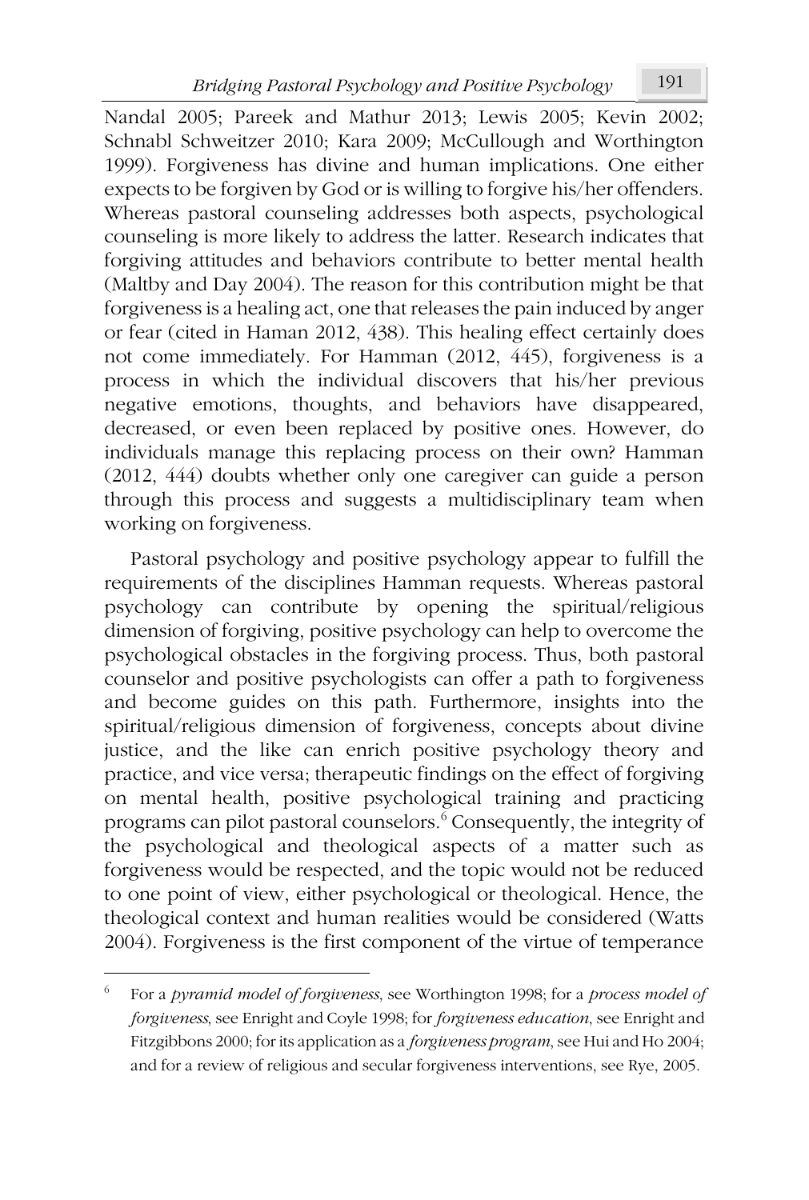Nandal 2005; Pareek and Mathur 2013; Lewis 2005; Kevin 2002; Schnabl Schweitzer 2010; Kara 2009; McCullough and Worthington 1999). Forgiveness has divine and human implications. One either expects to be forgiven by God or is willing to forgive his/her offenders. Whereas pastoral counseling addresses both aspects, psychological counseling is more likely to address the latter. Research indicates that forgiving attitudes and behaviors contribute to better mental health (Maltby and Day 2004). The reason for this contribution might be that forgiveness is a healing act, one that releases the pain induced by anger or fear (cited in Haman 2012, 438). This healing effect certainly does not come immediately. For Hamman (2012, 445), forgiveness is a process in which the individual discovers that his/her previous negative emotions, thoughts, and behaviors have disappeared, decreased, or even been replaced by positive ones. However, do individuals manage this replacing process on their own? Hamman (2012, 444) doubts whether only one caregiver can guide a person through this process and suggests a multidisciplinary team when working on forgiveness.

Pastoral psychology and positive psychology appear to fulfill the requirements of the disciplines Hamman requests. Whereas pastoral psychology can contribute by opening the spiritual/religious dimension of forgiving, positive psychology can help to overcome the psychological obstacles in the forgiving process. Thus, both pastoral counselor and positive psychologists can offer a path to forgiveness and become guides on this path. Furthermore, insights into the spiritual/religious dimension of forgiveness, concepts about divine justice, and the like can enrich positive psychology theory and practice, and vice versa; therapeutic findings on the effect of forgiving on mental health, positive psychological training and practicing programs can pilot pastoral counselors.[6] Consequently, the integrity of the psychological and theological aspects of a matter such as forgiveness would be respected, and the topic would not be reduced to one point of view, either psychological or theological. Hence, the theological context and human realities would be considered (Watts 2004). Forgiveness is the first component of the virtue of temperance

---

[6] For a *pyramid model of forgiveness*, see Worthington 1998; for a *process model of forgiveness*, see Enright and Coyle 1998; for *forgiveness education*, see Enright and Fitzgibbons 2000; for its application as a *forgiveness program*, see Hui and Ho 2004; and for a review of religious and secular forgiveness interventions, see Rye, 2005.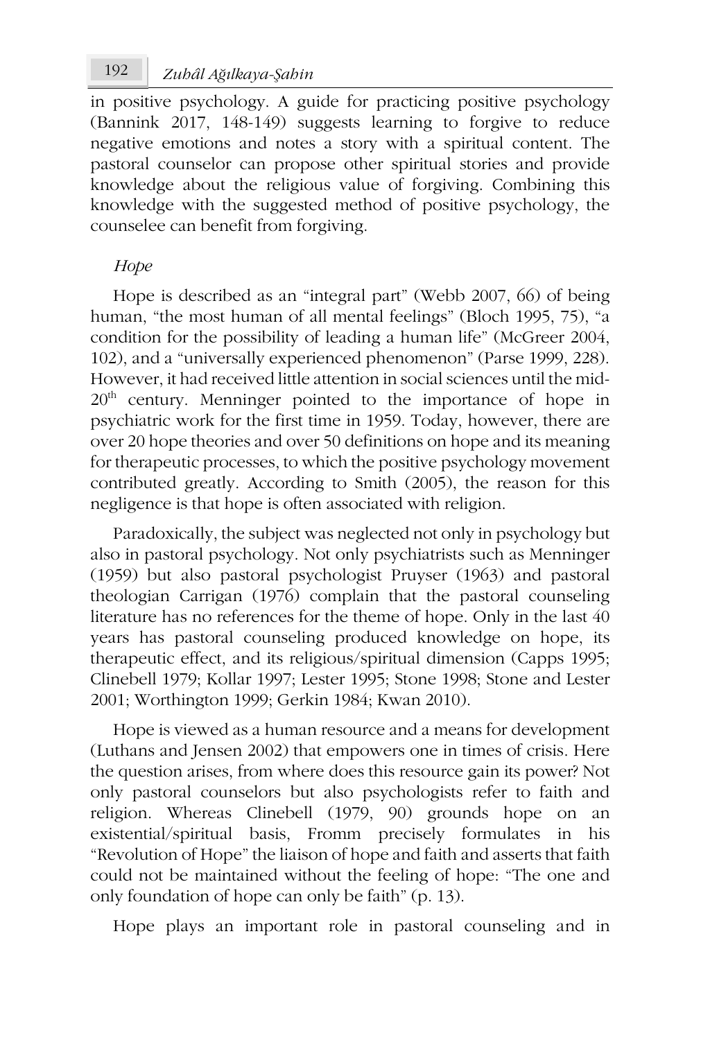in positive psychology. A guide for practicing positive psychology (Bannink 2017, 148-149) suggests learning to forgive to reduce negative emotions and notes a story with a spiritual content. The pastoral counselor can propose other spiritual stories and provide knowledge about the religious value of forgiving. Combining this knowledge with the suggested method of positive psychology, the counselee can benefit from forgiving.

*Hope*

Hope is described as an "integral part" (Webb 2007, 66) of being human, "the most human of all mental feelings" (Bloch 1995, 75), "a condition for the possibility of leading a human life" (McGreer 2004, 102), and a "universally experienced phenomenon" (Parse 1999, 228). However, it had received little attention in social sciences until the mid-20th century. Menninger pointed to the importance of hope in psychiatric work for the first time in 1959. Today, however, there are over 20 hope theories and over 50 definitions on hope and its meaning for therapeutic processes, to which the positive psychology movement contributed greatly. According to Smith (2005), the reason for this negligence is that hope is often associated with religion.

Paradoxically, the subject was neglected not only in psychology but also in pastoral psychology. Not only psychiatrists such as Menninger (1959) but also pastoral psychologist Pruyser (1963) and pastoral theologian Carrigan (1976) complain that the pastoral counseling literature has no references for the theme of hope. Only in the last 40 years has pastoral counseling produced knowledge on hope, its therapeutic effect, and its religious/spiritual dimension (Capps 1995; Clinebell 1979; Kollar 1997; Lester 1995; Stone 1998; Stone and Lester 2001; Worthington 1999; Gerkin 1984; Kwan 2010).

Hope is viewed as a human resource and a means for development (Luthans and Jensen 2002) that empowers one in times of crisis. Here the question arises, from where does this resource gain its power? Not only pastoral counselors but also psychologists refer to faith and religion. Whereas Clinebell (1979, 90) grounds hope on an existential/spiritual basis, Fromm precisely formulates in his "Revolution of Hope" the liaison of hope and faith and asserts that faith could not be maintained without the feeling of hope: "The one and only foundation of hope can only be faith" (p. 13).

Hope plays an important role in pastoral counseling and in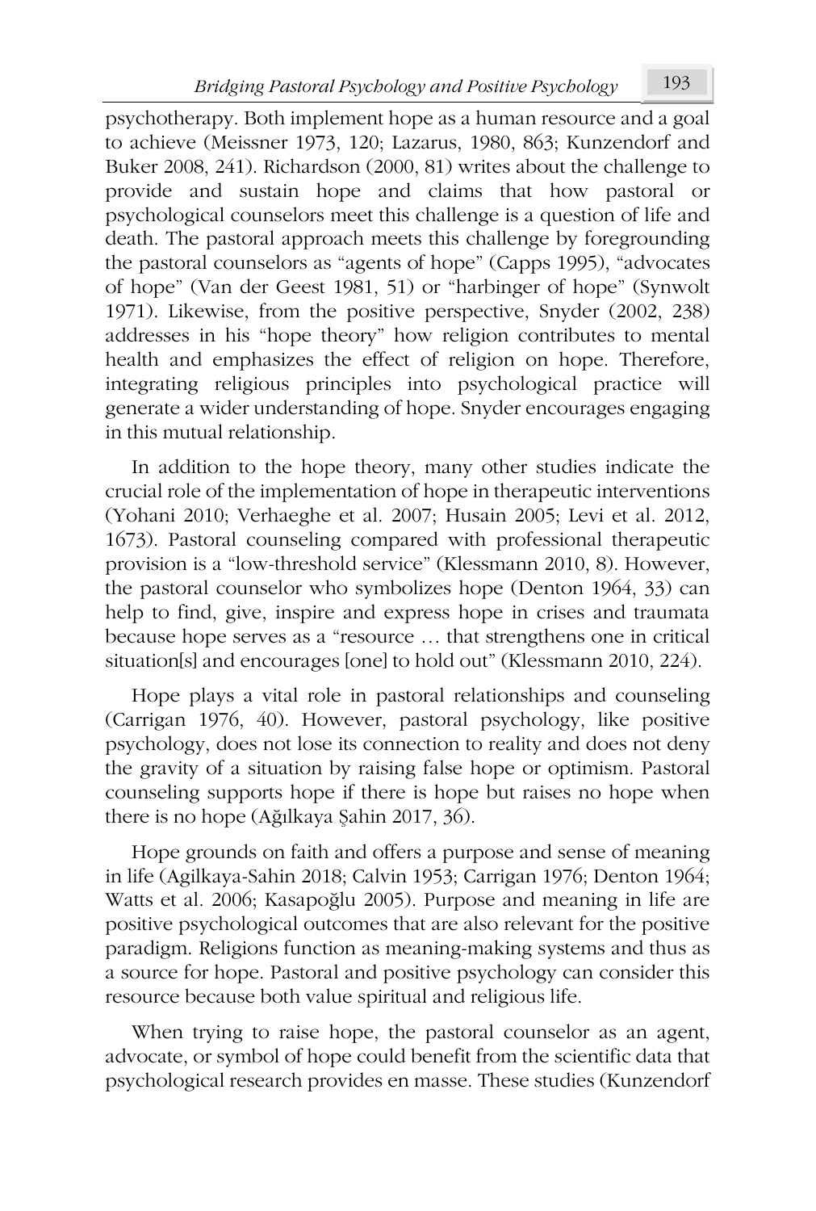psychotherapy. Both implement hope as a human resource and a goal to achieve (Meissner 1973, 120; Lazarus, 1980, 863; Kunzendorf and Buker 2008, 241). Richardson (2000, 81) writes about the challenge to provide and sustain hope and claims that how pastoral or psychological counselors meet this challenge is a question of life and death. The pastoral approach meets this challenge by foregrounding the pastoral counselors as "agents of hope" (Capps 1995), "advocates of hope" (Van der Geest 1981, 51) or "harbinger of hope" (Synwolt 1971). Likewise, from the positive perspective, Snyder (2002, 238) addresses in his "hope theory" how religion contributes to mental health and emphasizes the effect of religion on hope. Therefore, integrating religious principles into psychological practice will generate a wider understanding of hope. Snyder encourages engaging in this mutual relationship.

In addition to the hope theory, many other studies indicate the crucial role of the implementation of hope in therapeutic interventions (Yohani 2010; Verhaeghe et al. 2007; Husain 2005; Levi et al. 2012, 1673). Pastoral counseling compared with professional therapeutic provision is a "low-threshold service" (Klessmann 2010, 8). However, the pastoral counselor who symbolizes hope (Denton 1964, 33) can help to find, give, inspire and express hope in crises and traumata because hope serves as a "resource … that strengthens one in critical situation[s] and encourages [one] to hold out" (Klessmann 2010, 224).

Hope plays a vital role in pastoral relationships and counseling (Carrigan 1976, 40). However, pastoral psychology, like positive psychology, does not lose its connection to reality and does not deny the gravity of a situation by raising false hope or optimism. Pastoral counseling supports hope if there is hope but raises no hope when there is no hope (Ağılkaya Şahin 2017, 36).

Hope grounds on faith and offers a purpose and sense of meaning in life (Agilkaya-Sahin 2018; Calvin 1953; Carrigan 1976; Denton 1964; Watts et al. 2006; Kasapoğlu 2005). Purpose and meaning in life are positive psychological outcomes that are also relevant for the positive paradigm. Religions function as meaning-making systems and thus as a source for hope. Pastoral and positive psychology can consider this resource because both value spiritual and religious life.

When trying to raise hope, the pastoral counselor as an agent, advocate, or symbol of hope could benefit from the scientific data that psychological research provides en masse. These studies (Kunzendorf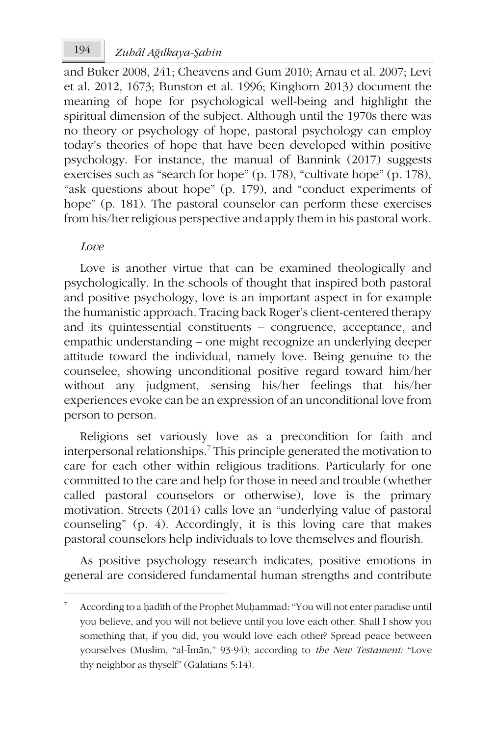and Buker 2008, 241; Cheavens and Gum 2010; Arnau et al. 2007; Levi et al. 2012, 1673; Bunston et al. 1996; Kinghorn 2013) document the meaning of hope for psychological well-being and highlight the spiritual dimension of the subject. Although until the 1970s there was no theory or psychology of hope, pastoral psychology can employ today's theories of hope that have been developed within positive psychology. For instance, the manual of Bannink (2017) suggests exercises such as "search for hope" (p. 178), "cultivate hope" (p. 178), "ask questions about hope" (p. 179), and "conduct experiments of hope" (p. 181). The pastoral counselor can perform these exercises from his/her religious perspective and apply them in his pastoral work.

*Love*

Love is another virtue that can be examined theologically and psychologically. In the schools of thought that inspired both pastoral and positive psychology, love is an important aspect in for example the humanistic approach. Tracing back Roger's client-centered therapy and its quintessential constituents – congruence, acceptance, and empathic understanding – one might recognize an underlying deeper attitude toward the individual, namely love. Being genuine to the counselee, showing unconditional positive regard toward him/her without any judgment, sensing his/her feelings that his/her experiences evoke can be an expression of an unconditional love from person to person.

Religions set variously love as a precondition for faith and interpersonal relationships.[7] This principle generated the motivation to care for each other within religious traditions. Particularly for one committed to the care and help for those in need and trouble (whether called pastoral counselors or otherwise), love is the primary motivation. Streets (2014) calls love an "underlying value of pastoral counseling" (p. 4). Accordingly, it is this loving care that makes pastoral counselors help individuals to love themselves and flourish.

As positive psychology research indicates, positive emotions in general are considered fundamental human strengths and contribute

---

[7] According to a ḥadīth of the Prophet Muḥammad: "You will not enter paradise until you believe, and you will not believe until you love each other. Shall I show you something that, if you did, you would love each other? Spread peace between yourselves (Muslim, "al-Īmān," 93-94); according to *the New Testament:* "Love thy neighbor as thyself" (Galatians 5:14).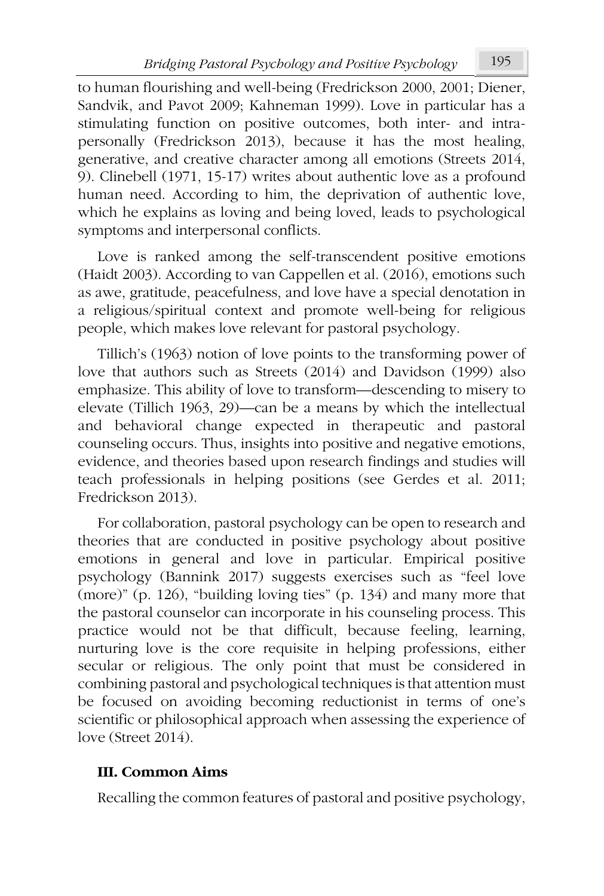to human flourishing and well-being (Fredrickson 2000, 2001; Diener, Sandvik, and Pavot 2009; Kahneman 1999). Love in particular has a stimulating function on positive outcomes, both inter- and intra-personally (Fredrickson 2013), because it has the most healing, generative, and creative character among all emotions (Streets 2014, 9). Clinebell (1971, 15-17) writes about authentic love as a profound human need. According to him, the deprivation of authentic love, which he explains as loving and being loved, leads to psychological symptoms and interpersonal conflicts.

Love is ranked among the self-transcendent positive emotions (Haidt 2003). According to van Cappellen et al. (2016), emotions such as awe, gratitude, peacefulness, and love have a special denotation in a religious/spiritual context and promote well-being for religious people, which makes love relevant for pastoral psychology.

Tillich's (1963) notion of love points to the transforming power of love that authors such as Streets (2014) and Davidson (1999) also emphasize. This ability of love to transform—descending to misery to elevate (Tillich 1963, 29)—can be a means by which the intellectual and behavioral change expected in therapeutic and pastoral counseling occurs. Thus, insights into positive and negative emotions, evidence, and theories based upon research findings and studies will teach professionals in helping positions (see Gerdes et al. 2011; Fredrickson 2013).

For collaboration, pastoral psychology can be open to research and theories that are conducted in positive psychology about positive emotions in general and love in particular. Empirical positive psychology (Bannink 2017) suggests exercises such as "feel love (more)" (p. 126), "building loving ties" (p. 134) and many more that the pastoral counselor can incorporate in his counseling process. This practice would not be that difficult, because feeling, learning, nurturing love is the core requisite in helping professions, either secular or religious. The only point that must be considered in combining pastoral and psychological techniques is that attention must be focused on avoiding becoming reductionist in terms of one's scientific or philosophical approach when assessing the experience of love (Street 2014).

### III. Common Aims

Recalling the common features of pastoral and positive psychology,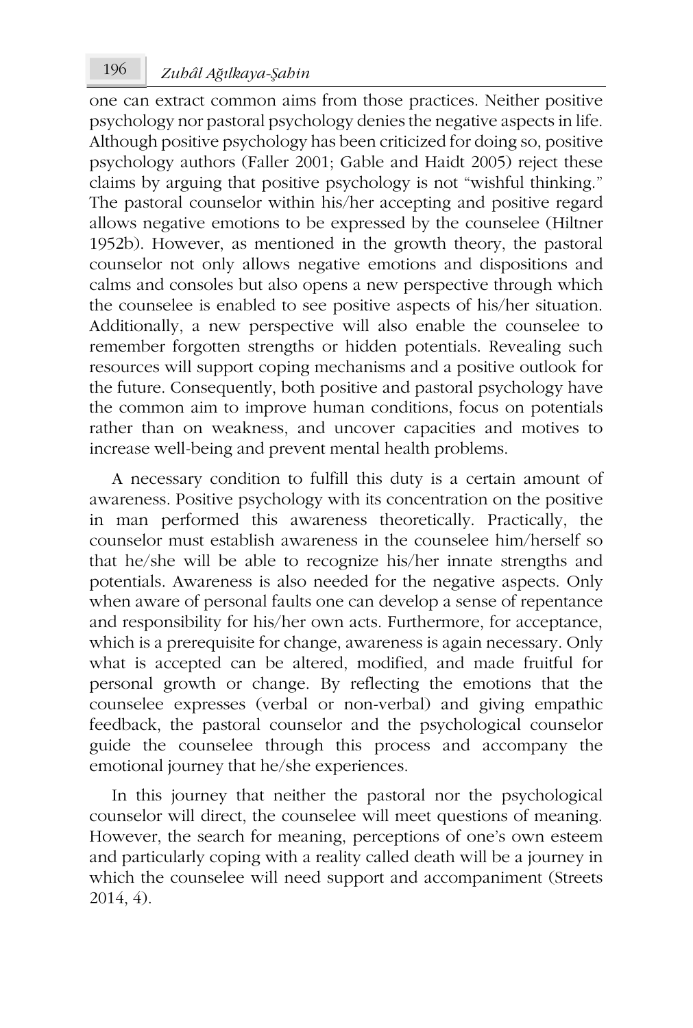one can extract common aims from those practices. Neither positive psychology nor pastoral psychology denies the negative aspects in life. Although positive psychology has been criticized for doing so, positive psychology authors (Faller 2001; Gable and Haidt 2005) reject these claims by arguing that positive psychology is not "wishful thinking." The pastoral counselor within his/her accepting and positive regard allows negative emotions to be expressed by the counselee (Hiltner 1952b). However, as mentioned in the growth theory, the pastoral counselor not only allows negative emotions and dispositions and calms and consoles but also opens a new perspective through which the counselee is enabled to see positive aspects of his/her situation. Additionally, a new perspective will also enable the counselee to remember forgotten strengths or hidden potentials. Revealing such resources will support coping mechanisms and a positive outlook for the future. Consequently, both positive and pastoral psychology have the common aim to improve human conditions, focus on potentials rather than on weakness, and uncover capacities and motives to increase well-being and prevent mental health problems.

A necessary condition to fulfill this duty is a certain amount of awareness. Positive psychology with its concentration on the positive in man performed this awareness theoretically. Practically, the counselor must establish awareness in the counselee him/herself so that he/she will be able to recognize his/her innate strengths and potentials. Awareness is also needed for the negative aspects. Only when aware of personal faults one can develop a sense of repentance and responsibility for his/her own acts. Furthermore, for acceptance, which is a prerequisite for change, awareness is again necessary. Only what is accepted can be altered, modified, and made fruitful for personal growth or change. By reflecting the emotions that the counselee expresses (verbal or non-verbal) and giving empathic feedback, the pastoral counselor and the psychological counselor guide the counselee through this process and accompany the emotional journey that he/she experiences.

In this journey that neither the pastoral nor the psychological counselor will direct, the counselee will meet questions of meaning. However, the search for meaning, perceptions of one's own esteem and particularly coping with a reality called death will be a journey in which the counselee will need support and accompaniment (Streets 2014, 4).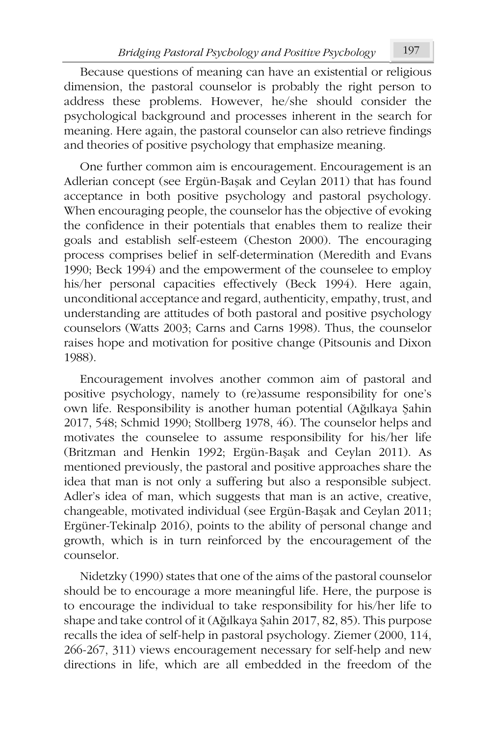Because questions of meaning can have an existential or religious dimension, the pastoral counselor is probably the right person to address these problems. However, he/she should consider the psychological background and processes inherent in the search for meaning. Here again, the pastoral counselor can also retrieve findings and theories of positive psychology that emphasize meaning.

One further common aim is encouragement. Encouragement is an Adlerian concept (see Ergün-Başak and Ceylan 2011) that has found acceptance in both positive psychology and pastoral psychology. When encouraging people, the counselor has the objective of evoking the confidence in their potentials that enables them to realize their goals and establish self-esteem (Cheston 2000). The encouraging process comprises belief in self-determination (Meredith and Evans 1990; Beck 1994) and the empowerment of the counselee to employ his/her personal capacities effectively (Beck 1994). Here again, unconditional acceptance and regard, authenticity, empathy, trust, and understanding are attitudes of both pastoral and positive psychology counselors (Watts 2003; Carns and Carns 1998). Thus, the counselor raises hope and motivation for positive change (Pitsounis and Dixon 1988).

Encouragement involves another common aim of pastoral and positive psychology, namely to (re)assume responsibility for one's own life. Responsibility is another human potential (Ağılkaya Şahin 2017, 548; Schmid 1990; Stollberg 1978, 46). The counselor helps and motivates the counselee to assume responsibility for his/her life (Britzman and Henkin 1992; Ergün-Başak and Ceylan 2011). As mentioned previously, the pastoral and positive approaches share the idea that man is not only a suffering but also a responsible subject. Adler's idea of man, which suggests that man is an active, creative, changeable, motivated individual (see Ergün-Başak and Ceylan 2011; Ergüner-Tekinalp 2016), points to the ability of personal change and growth, which is in turn reinforced by the encouragement of the counselor.

Nidetzky (1990) states that one of the aims of the pastoral counselor should be to encourage a more meaningful life. Here, the purpose is to encourage the individual to take responsibility for his/her life to shape and take control of it (Ağılkaya Şahin 2017, 82, 85). This purpose recalls the idea of self-help in pastoral psychology. Ziemer (2000, 114, 266-267, 311) views encouragement necessary for self-help and new directions in life, which are all embedded in the freedom of the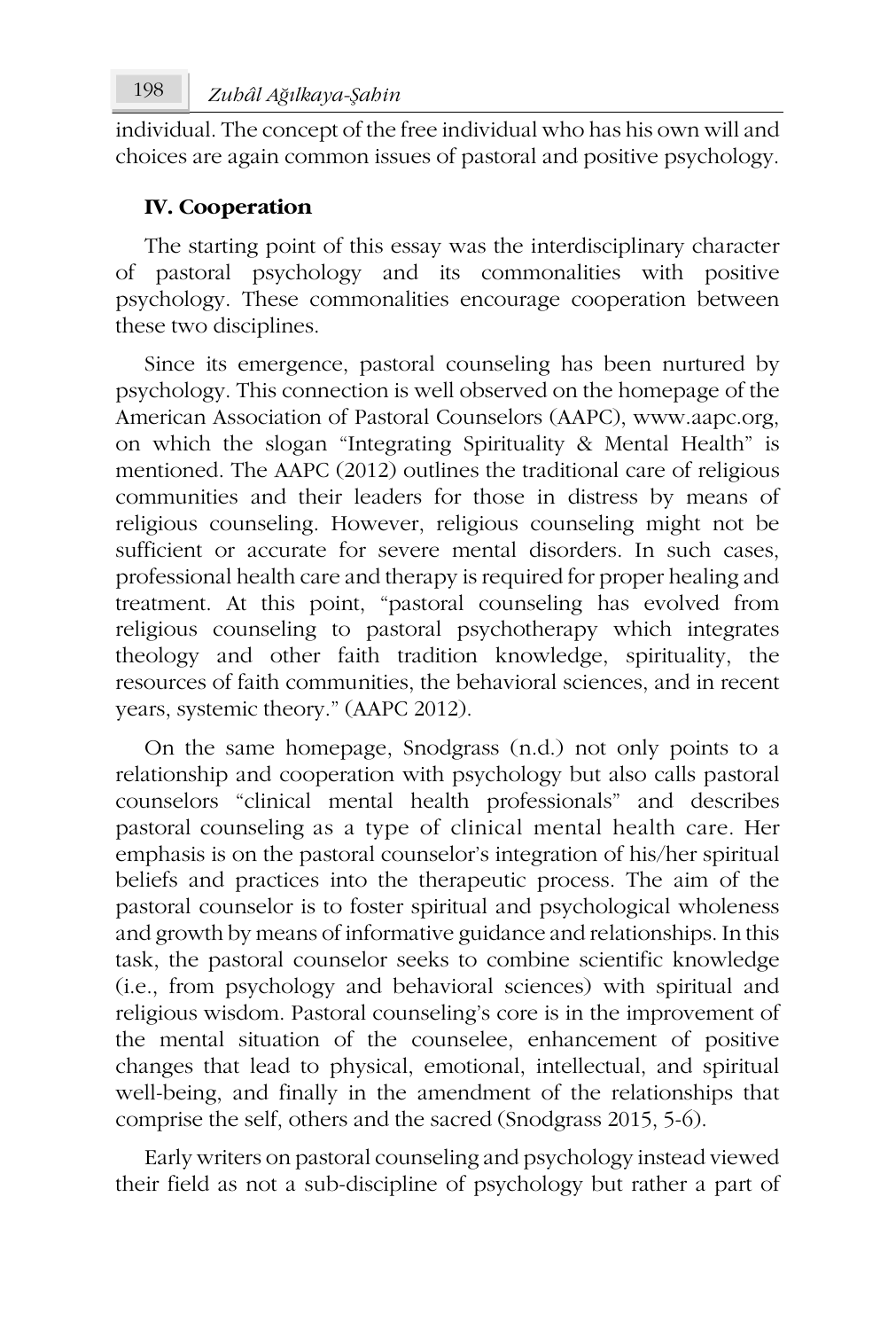individual. The concept of the free individual who has his own will and choices are again common issues of pastoral and positive psychology.

## IV. Cooperation

The starting point of this essay was the interdisciplinary character of pastoral psychology and its commonalities with positive psychology. These commonalities encourage cooperation between these two disciplines.

Since its emergence, pastoral counseling has been nurtured by psychology. This connection is well observed on the homepage of the American Association of Pastoral Counselors (AAPC), www.aapc.org, on which the slogan "Integrating Spirituality & Mental Health" is mentioned. The AAPC (2012) outlines the traditional care of religious communities and their leaders for those in distress by means of religious counseling. However, religious counseling might not be sufficient or accurate for severe mental disorders. In such cases, professional health care and therapy is required for proper healing and treatment. At this point, "pastoral counseling has evolved from religious counseling to pastoral psychotherapy which integrates theology and other faith tradition knowledge, spirituality, the resources of faith communities, the behavioral sciences, and in recent years, systemic theory." (AAPC 2012).

On the same homepage, Snodgrass (n.d.) not only points to a relationship and cooperation with psychology but also calls pastoral counselors "clinical mental health professionals" and describes pastoral counseling as a type of clinical mental health care. Her emphasis is on the pastoral counselor's integration of his/her spiritual beliefs and practices into the therapeutic process. The aim of the pastoral counselor is to foster spiritual and psychological wholeness and growth by means of informative guidance and relationships. In this task, the pastoral counselor seeks to combine scientific knowledge (i.e., from psychology and behavioral sciences) with spiritual and religious wisdom. Pastoral counseling's core is in the improvement of the mental situation of the counselee, enhancement of positive changes that lead to physical, emotional, intellectual, and spiritual well-being, and finally in the amendment of the relationships that comprise the self, others and the sacred (Snodgrass 2015, 5-6).

Early writers on pastoral counseling and psychology instead viewed their field as not a sub-discipline of psychology but rather a part of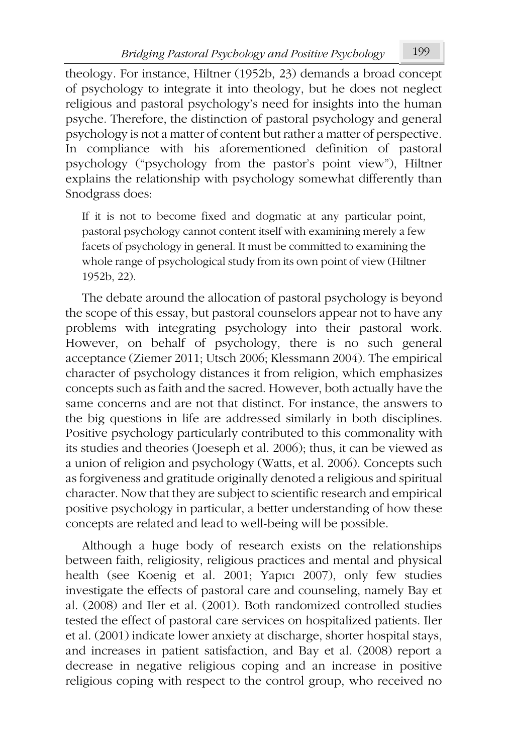theology. For instance, Hiltner (1952b, 23) demands a broad concept of psychology to integrate it into theology, but he does not neglect religious and pastoral psychology's need for insights into the human psyche. Therefore, the distinction of pastoral psychology and general psychology is not a matter of content but rather a matter of perspective. In compliance with his aforementioned definition of pastoral psychology ("psychology from the pastor's point view"), Hiltner explains the relationship with psychology somewhat differently than Snodgrass does:

> If it is not to become fixed and dogmatic at any particular point, pastoral psychology cannot content itself with examining merely a few facets of psychology in general. It must be committed to examining the whole range of psychological study from its own point of view (Hiltner 1952b, 22).

The debate around the allocation of pastoral psychology is beyond the scope of this essay, but pastoral counselors appear not to have any problems with integrating psychology into their pastoral work. However, on behalf of psychology, there is no such general acceptance (Ziemer 2011; Utsch 2006; Klessmann 2004). The empirical character of psychology distances it from religion, which emphasizes concepts such as faith and the sacred. However, both actually have the same concerns and are not that distinct. For instance, the answers to the big questions in life are addressed similarly in both disciplines. Positive psychology particularly contributed to this commonality with its studies and theories (Joeseph et al. 2006); thus, it can be viewed as a union of religion and psychology (Watts, et al. 2006). Concepts such as forgiveness and gratitude originally denoted a religious and spiritual character. Now that they are subject to scientific research and empirical positive psychology in particular, a better understanding of how these concepts are related and lead to well-being will be possible.

Although a huge body of research exists on the relationships between faith, religiosity, religious practices and mental and physical health (see Koenig et al. 2001; Yapıcı 2007), only few studies investigate the effects of pastoral care and counseling, namely Bay et al. (2008) and Iler et al. (2001). Both randomized controlled studies tested the effect of pastoral care services on hospitalized patients. Iler et al. (2001) indicate lower anxiety at discharge, shorter hospital stays, and increases in patient satisfaction, and Bay et al. (2008) report a decrease in negative religious coping and an increase in positive religious coping with respect to the control group, who received no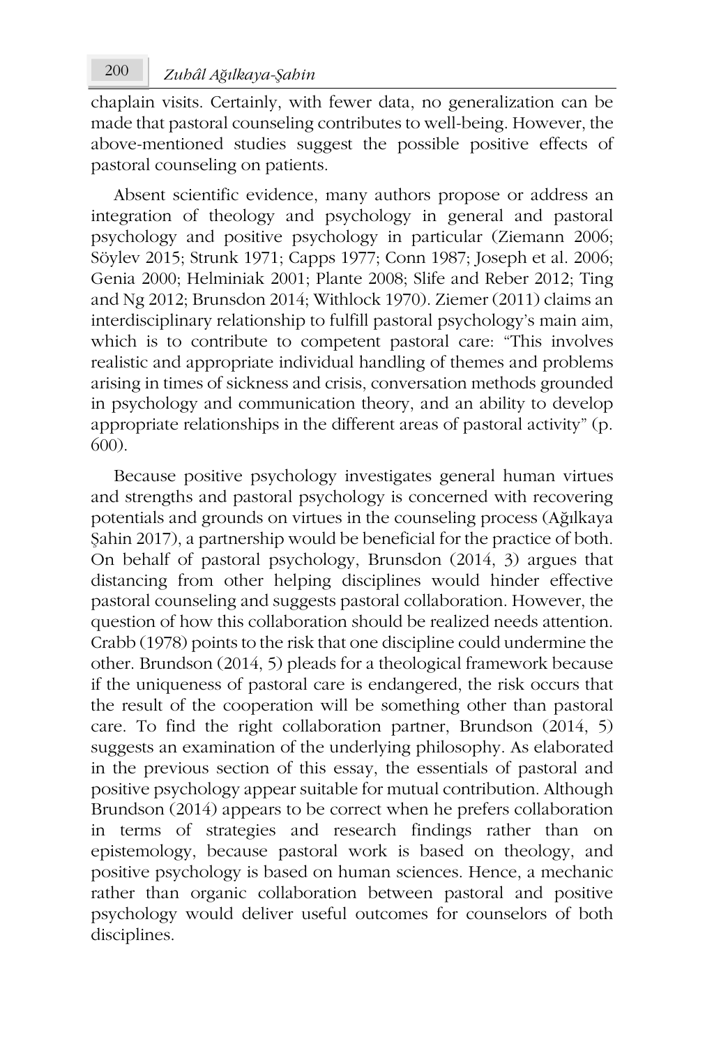chaplain visits. Certainly, with fewer data, no generalization can be made that pastoral counseling contributes to well-being. However, the above-mentioned studies suggest the possible positive effects of pastoral counseling on patients.

Absent scientific evidence, many authors propose or address an integration of theology and psychology in general and pastoral psychology and positive psychology in particular (Ziemann 2006; Söylev 2015; Strunk 1971; Capps 1977; Conn 1987; Joseph et al. 2006; Genia 2000; Helminiak 2001; Plante 2008; Slife and Reber 2012; Ting and Ng 2012; Brunsdon 2014; Withlock 1970). Ziemer (2011) claims an interdisciplinary relationship to fulfill pastoral psychology's main aim, which is to contribute to competent pastoral care: "This involves realistic and appropriate individual handling of themes and problems arising in times of sickness and crisis, conversation methods grounded in psychology and communication theory, and an ability to develop appropriate relationships in the different areas of pastoral activity" (p. 600).

Because positive psychology investigates general human virtues and strengths and pastoral psychology is concerned with recovering potentials and grounds on virtues in the counseling process (Ağılkaya Şahin 2017), a partnership would be beneficial for the practice of both. On behalf of pastoral psychology, Brunsdon (2014, 3) argues that distancing from other helping disciplines would hinder effective pastoral counseling and suggests pastoral collaboration. However, the question of how this collaboration should be realized needs attention. Crabb (1978) points to the risk that one discipline could undermine the other. Brundson (2014, 5) pleads for a theological framework because if the uniqueness of pastoral care is endangered, the risk occurs that the result of the cooperation will be something other than pastoral care. To find the right collaboration partner, Brundson (2014, 5) suggests an examination of the underlying philosophy. As elaborated in the previous section of this essay, the essentials of pastoral and positive psychology appear suitable for mutual contribution. Although Brundson (2014) appears to be correct when he prefers collaboration in terms of strategies and research findings rather than on epistemology, because pastoral work is based on theology, and positive psychology is based on human sciences. Hence, a mechanic rather than organic collaboration between pastoral and positive psychology would deliver useful outcomes for counselors of both disciplines.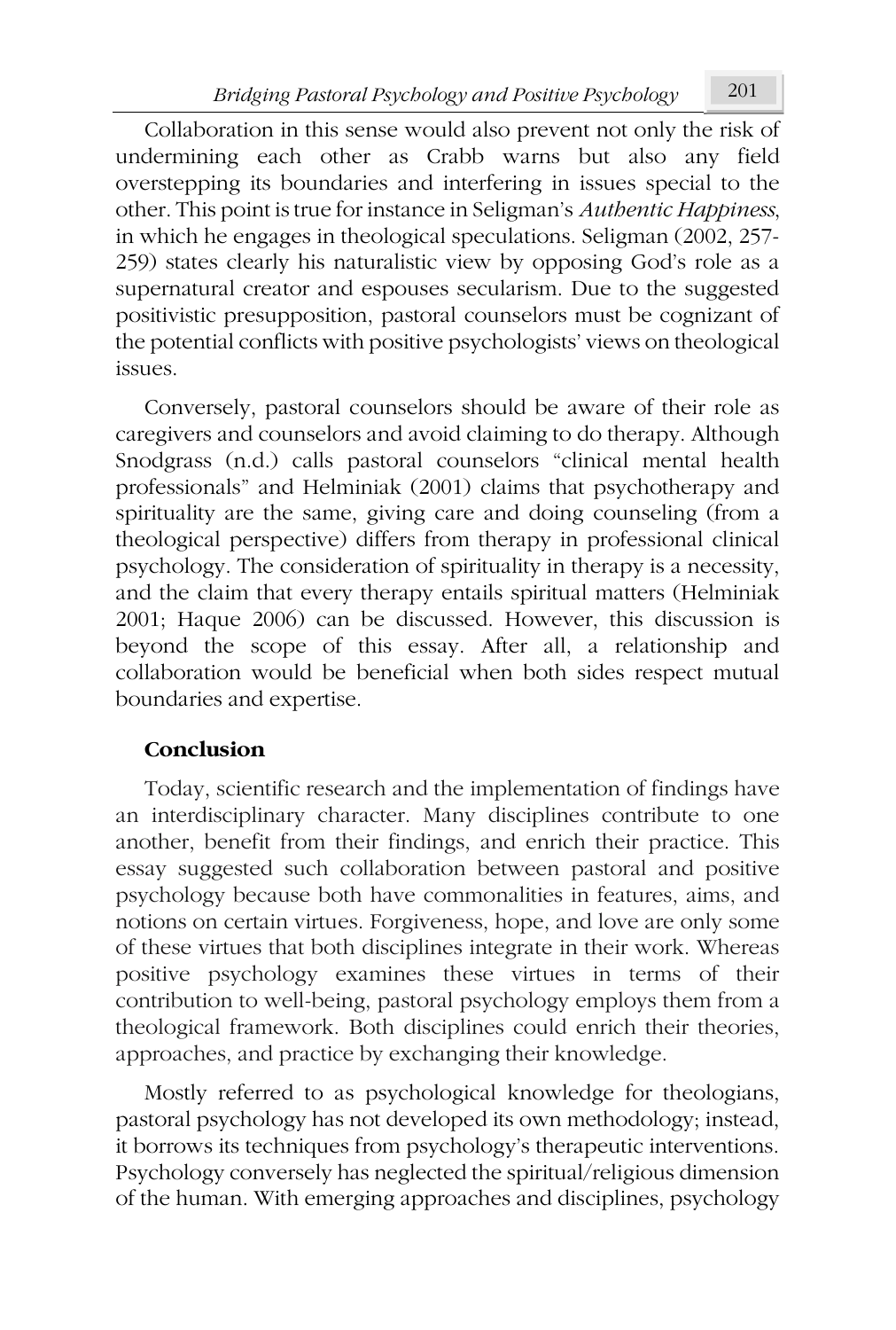Collaboration in this sense would also prevent not only the risk of undermining each other as Crabb warns but also any field overstepping its boundaries and interfering in issues special to the other. This point is true for instance in Seligman's *Authentic Happiness*, in which he engages in theological speculations. Seligman (2002, 257-259) states clearly his naturalistic view by opposing God's role as a supernatural creator and espouses secularism. Due to the suggested positivistic presupposition, pastoral counselors must be cognizant of the potential conflicts with positive psychologists' views on theological issues.

Conversely, pastoral counselors should be aware of their role as caregivers and counselors and avoid claiming to do therapy. Although Snodgrass (n.d.) calls pastoral counselors "clinical mental health professionals" and Helminiak (2001) claims that psychotherapy and spirituality are the same, giving care and doing counseling (from a theological perspective) differs from therapy in professional clinical psychology. The consideration of spirituality in therapy is a necessity, and the claim that every therapy entails spiritual matters (Helminiak 2001; Haque 2006) can be discussed. However, this discussion is beyond the scope of this essay. After all, a relationship and collaboration would be beneficial when both sides respect mutual boundaries and expertise.

## Conclusion

Today, scientific research and the implementation of findings have an interdisciplinary character. Many disciplines contribute to one another, benefit from their findings, and enrich their practice. This essay suggested such collaboration between pastoral and positive psychology because both have commonalities in features, aims, and notions on certain virtues. Forgiveness, hope, and love are only some of these virtues that both disciplines integrate in their work. Whereas positive psychology examines these virtues in terms of their contribution to well-being, pastoral psychology employs them from a theological framework. Both disciplines could enrich their theories, approaches, and practice by exchanging their knowledge.

Mostly referred to as psychological knowledge for theologians, pastoral psychology has not developed its own methodology; instead, it borrows its techniques from psychology's therapeutic interventions. Psychology conversely has neglected the spiritual/religious dimension of the human. With emerging approaches and disciplines, psychology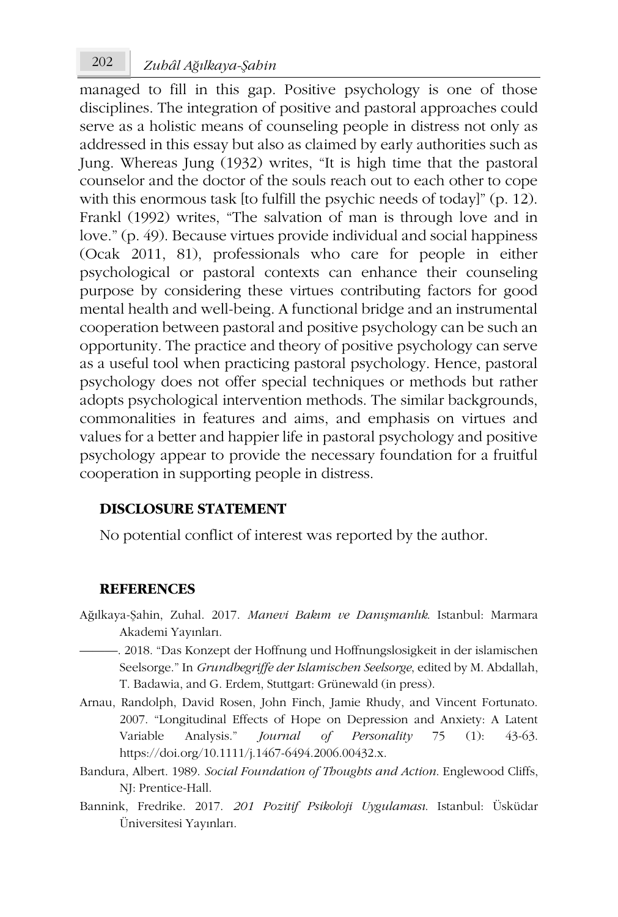managed to fill in this gap. Positive psychology is one of those disciplines. The integration of positive and pastoral approaches could serve as a holistic means of counseling people in distress not only as addressed in this essay but also as claimed by early authorities such as Jung. Whereas Jung (1932) writes, "It is high time that the pastoral counselor and the doctor of the souls reach out to each other to cope with this enormous task [to fulfill the psychic needs of today]" (p. 12). Frankl (1992) writes, "The salvation of man is through love and in love." (p. 49). Because virtues provide individual and social happiness (Ocak 2011, 81), professionals who care for people in either psychological or pastoral contexts can enhance their counseling purpose by considering these virtues contributing factors for good mental health and well-being. A functional bridge and an instrumental cooperation between pastoral and positive psychology can be such an opportunity. The practice and theory of positive psychology can serve as a useful tool when practicing pastoral psychology. Hence, pastoral psychology does not offer special techniques or methods but rather adopts psychological intervention methods. The similar backgrounds, commonalities in features and aims, and emphasis on virtues and values for a better and happier life in pastoral psychology and positive psychology appear to provide the necessary foundation for a fruitful cooperation in supporting people in distress.

## DISCLOSURE STATEMENT

No potential conflict of interest was reported by the author.

## REFERENCES

Ağılkaya-Şahin, Zuhal. 2017. *Manevi Bakım ve Danışmanlık*. Istanbul: Marmara Akademi Yayınları.

———. 2018. "Das Konzept der Hoffnung und Hoffnungslosigkeit in der islamischen Seelsorge." In *Grundbegriffe der Islamischen Seelsorge*, edited by M. Abdallah, T. Badawia, and G. Erdem, Stuttgart: Grünewald (in press).

Arnau, Randolph, David Rosen, John Finch, Jamie Rhudy, and Vincent Fortunato. 2007. "Longitudinal Effects of Hope on Depression and Anxiety: A Latent Variable Analysis." *Journal of Personality* 75 (1): 43-63. https://doi.org/10.1111/j.1467-6494.2006.00432.x.

Bandura, Albert. 1989. *Social Foundation of Thoughts and Action*. Englewood Cliffs, NJ: Prentice-Hall.

Bannink, Fredrike. 2017. *201 Pozitif Psikoloji Uygulaması*. Istanbul: Üsküdar Üniversitesi Yayınları.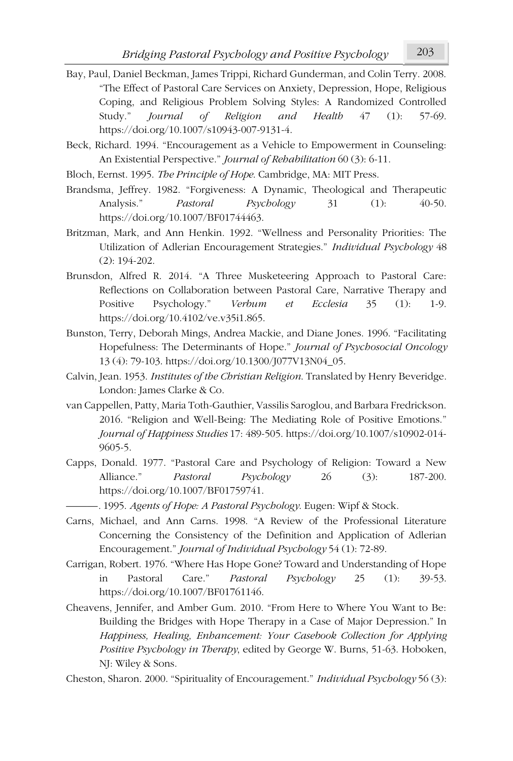Bay, Paul, Daniel Beckman, James Trippi, Richard Gunderman, and Colin Terry. 2008. "The Effect of Pastoral Care Services on Anxiety, Depression, Hope, Religious Coping, and Religious Problem Solving Styles: A Randomized Controlled Study." *Journal of Religion and Health* 47 (1): 57-69. https://doi.org/10.1007/s10943-007-9131-4.

Beck, Richard. 1994. "Encouragement as a Vehicle to Empowerment in Counseling: An Existential Perspective." *Journal of Rehabilitation* 60 (3): 6-11.

Bloch, Eernst. 1995. *The Principle of Hope*. Cambridge, MA: MIT Press.

Brandsma, Jeffrey. 1982. "Forgiveness: A Dynamic, Theological and Therapeutic Analysis." *Pastoral Psychology* 31 (1): 40-50. https://doi.org/10.1007/BF01744463.

Britzman, Mark, and Ann Henkin. 1992. "Wellness and Personality Priorities: The Utilization of Adlerian Encouragement Strategies." *Individual Psychology* 48 (2): 194-202.

Brunsdon, Alfred R. 2014. "A Three Musketeering Approach to Pastoral Care: Reflections on Collaboration between Pastoral Care, Narrative Therapy and Positive Psychology." *Verbum et Ecclesia* 35 (1): 1-9. https://doi.org/10.4102/ve.v35i1.865.

Bunston, Terry, Deborah Mings, Andrea Mackie, and Diane Jones. 1996. "Facilitating Hopefulness: The Determinants of Hope." *Journal of Psychosocial Oncology* 13 (4): 79-103. https://doi.org/10.1300/J077V13N04_05.

Calvin, Jean. 1953. *Institutes of the Christian Religion*. Translated by Henry Beveridge. London: James Clarke & Co.

van Cappellen, Patty, Maria Toth-Gauthier, Vassilis Saroglou, and Barbara Fredrickson. 2016. "Religion and Well-Being: The Mediating Role of Positive Emotions." *Journal of Happiness Studies* 17: 489-505. https://doi.org/10.1007/s10902-014-9605-5.

Capps, Donald. 1977. "Pastoral Care and Psychology of Religion: Toward a New Alliance." *Pastoral Psychology* 26 (3): 187-200. https://doi.org/10.1007/BF01759741.

———. 1995. *Agents of Hope: A Pastoral Psychology*. Eugen: Wipf & Stock.

Carns, Michael, and Ann Carns. 1998. "A Review of the Professional Literature Concerning the Consistency of the Definition and Application of Adlerian Encouragement." *Journal of Individual Psychology* 54 (1): 72-89.

Carrigan, Robert. 1976. "Where Has Hope Gone? Toward and Understanding of Hope in Pastoral Care." *Pastoral Psychology* 25 (1): 39-53. https://doi.org/10.1007/BF01761146.

Cheavens, Jennifer, and Amber Gum. 2010. "From Here to Where You Want to Be: Building the Bridges with Hope Therapy in a Case of Major Depression." In *Happiness, Healing, Enhancement: Your Casebook Collection for Applying Positive Psychology in Therapy*, edited by George W. Burns, 51-63. Hoboken, NJ: Wiley & Sons.

Cheston, Sharon. 2000. "Spirituality of Encouragement." *Individual Psychology* 56 (3):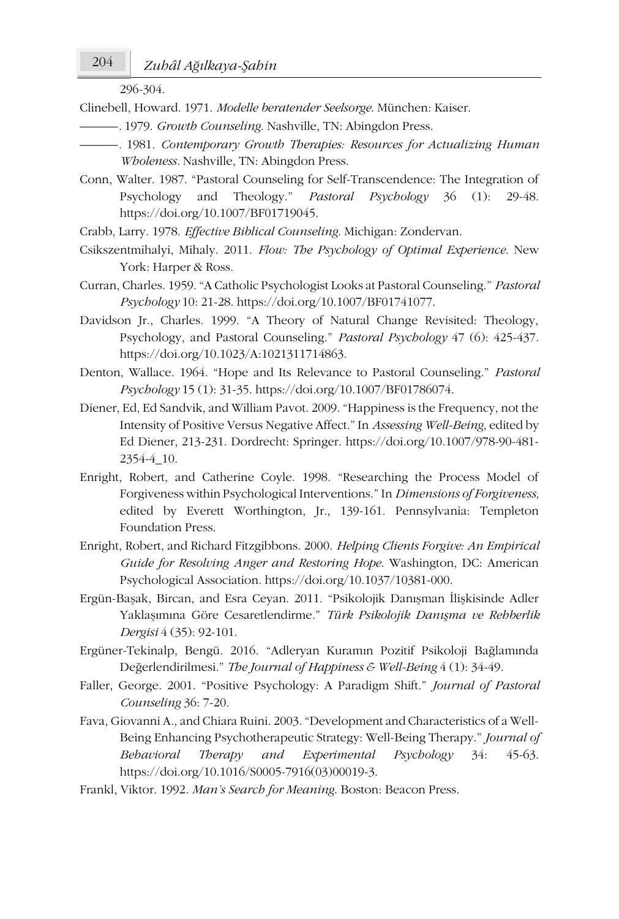296-304.

Clinebell, Howard. 1971. *Modelle beratender Seelsorge*. München: Kaiser.

———. 1979. *Growth Counseling*. Nashville, TN: Abingdon Press.

———. 1981. *Contemporary Growth Therapies: Resources for Actualizing Human Wholeness*. Nashville, TN: Abingdon Press.

Conn, Walter. 1987. "Pastoral Counseling for Self-Transcendence: The Integration of Psychology and Theology." *Pastoral Psychology* 36 (1): 29-48. https://doi.org/10.1007/BF01719045.

Crabb, Larry. 1978. *Effective Biblical Counseling*. Michigan: Zondervan.

Csikszentmihalyi, Mihaly. 2011. *Flow: The Psychology of Optimal Experience*. New York: Harper & Ross.

Curran, Charles. 1959. "A Catholic Psychologist Looks at Pastoral Counseling." *Pastoral Psychology* 10: 21-28. https://doi.org/10.1007/BF01741077.

Davidson Jr., Charles. 1999. "A Theory of Natural Change Revisited: Theology, Psychology, and Pastoral Counseling." *Pastoral Psychology* 47 (6): 425-437. https://doi.org/10.1023/A:1021311714863.

Denton, Wallace. 1964. "Hope and Its Relevance to Pastoral Counseling." *Pastoral Psychology* 15 (1): 31-35. https://doi.org/10.1007/BF01786074.

Diener, Ed, Ed Sandvik, and William Pavot. 2009. "Happiness is the Frequency, not the Intensity of Positive Versus Negative Affect." In *Assessing Well-Being*, edited by Ed Diener, 213-231. Dordrecht: Springer. https://doi.org/10.1007/978-90-481-2354-4_10.

Enright, Robert, and Catherine Coyle. 1998. "Researching the Process Model of Forgiveness within Psychological Interventions." In *Dimensions of Forgiveness*, edited by Everett Worthington, Jr., 139-161. Pennsylvania: Templeton Foundation Press.

Enright, Robert, and Richard Fitzgibbons. 2000. *Helping Clients Forgive: An Empirical Guide for Resolving Anger and Restoring Hope*. Washington, DC: American Psychological Association. https://doi.org/10.1037/10381-000.

Ergün-Başak, Bircan, and Esra Ceyan. 2011. "Psikolojik Danışman İlişkisinde Adler Yaklaşımına Göre Cesaretlendirme." *Türk Psikolojik Danışma ve Rehberlik Dergisi* 4 (35): 92-101.

Ergüner-Tekinalp, Bengü. 2016. "Adleryan Kuramın Pozitif Psikoloji Bağlamında Değerlendirilmesi." *The Journal of Happiness & Well-Being* 4 (1): 34-49.

Faller, George. 2001. "Positive Psychology: A Paradigm Shift." *Journal of Pastoral Counseling* 36: 7-20.

Fava, Giovanni A., and Chiara Ruini. 2003. "Development and Characteristics of a Well-Being Enhancing Psychotherapeutic Strategy: Well-Being Therapy." *Journal of Behavioral Therapy and Experimental Psychology* 34: 45-63. https://doi.org/10.1016/S0005-7916(03)00019-3.

Frankl, Viktor. 1992. *Man's Search for Meaning*. Boston: Beacon Press.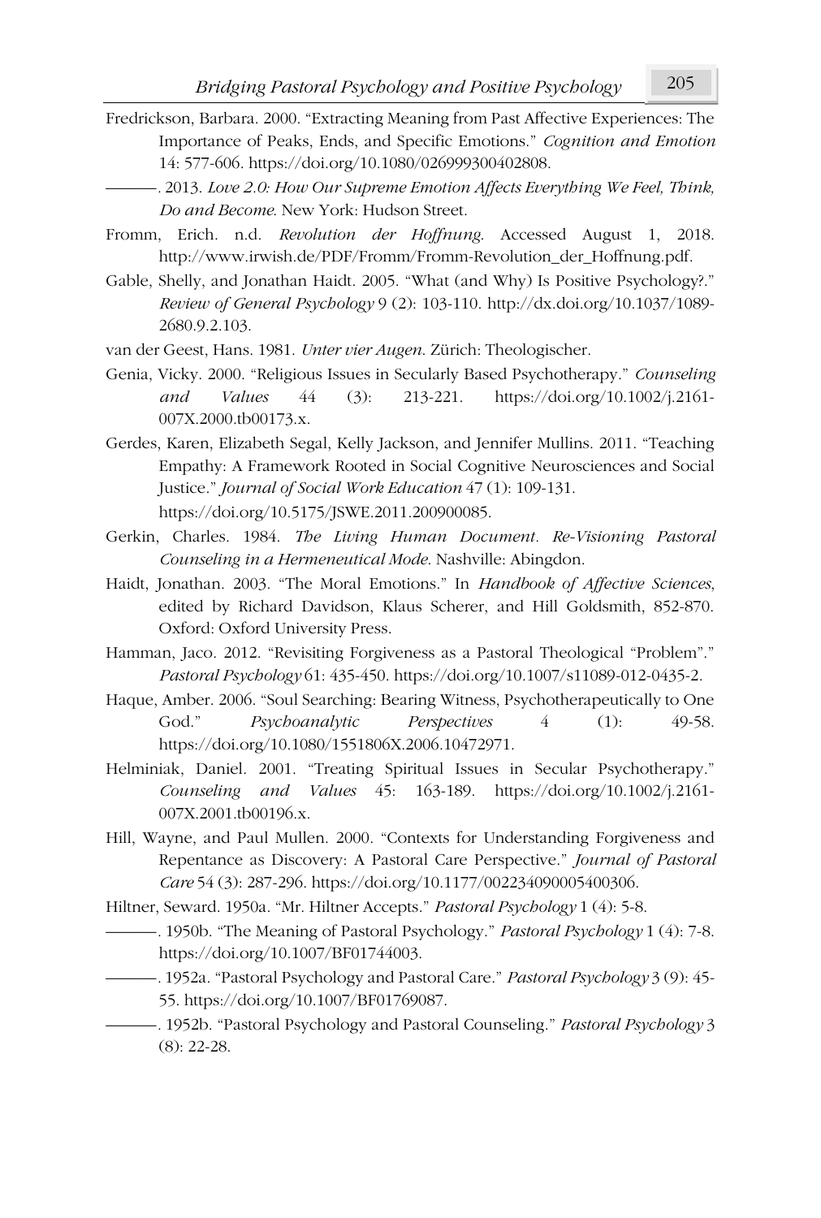Fredrickson, Barbara. 2000. "Extracting Meaning from Past Affective Experiences: The Importance of Peaks, Ends, and Specific Emotions." *Cognition and Emotion* 14: 577-606. https://doi.org/10.1080/026999300402808.

———. 2013. *Love 2.0: How Our Supreme Emotion Affects Everything We Feel, Think, Do and Become*. New York: Hudson Street.

Fromm, Erich. n.d. *Revolution der Hoffnung*. Accessed August 1, 2018. http://www.irwish.de/PDF/Fromm/Fromm-Revolution_der_Hoffnung.pdf.

Gable, Shelly, and Jonathan Haidt. 2005. "What (and Why) Is Positive Psychology?." *Review of General Psychology* 9 (2): 103-110. http://dx.doi.org/10.1037/1089-2680.9.2.103.

van der Geest, Hans. 1981. *Unter vier Augen*. Zürich: Theologischer.

Genia, Vicky. 2000. "Religious Issues in Secularly Based Psychotherapy." *Counseling and Values* 44 (3): 213-221. https://doi.org/10.1002/j.2161-007X.2000.tb00173.x.

Gerdes, Karen, Elizabeth Segal, Kelly Jackson, and Jennifer Mullins. 2011. "Teaching Empathy: A Framework Rooted in Social Cognitive Neurosciences and Social Justice." *Journal of Social Work Education* 47 (1): 109-131. https://doi.org/10.5175/JSWE.2011.200900085.

Gerkin, Charles. 1984. *The Living Human Document. Re-Visioning Pastoral Counseling in a Hermeneutical Mode*. Nashville: Abingdon.

Haidt, Jonathan. 2003. "The Moral Emotions." In *Handbook of Affective Sciences*, edited by Richard Davidson, Klaus Scherer, and Hill Goldsmith, 852-870. Oxford: Oxford University Press.

Hamman, Jaco. 2012. "Revisiting Forgiveness as a Pastoral Theological "Problem"." *Pastoral Psychology* 61: 435-450. https://doi.org/10.1007/s11089-012-0435-2.

Haque, Amber. 2006. "Soul Searching: Bearing Witness, Psychotherapeutically to One God." *Psychoanalytic Perspectives* 4 (1): 49-58. https://doi.org/10.1080/1551806X.2006.10472971.

Helminiak, Daniel. 2001. "Treating Spiritual Issues in Secular Psychotherapy." *Counseling and Values* 45: 163-189. https://doi.org/10.1002/j.2161-007X.2001.tb00196.x.

Hill, Wayne, and Paul Mullen. 2000. "Contexts for Understanding Forgiveness and Repentance as Discovery: A Pastoral Care Perspective." *Journal of Pastoral Care* 54 (3): 287-296. https://doi.org/10.1177/002234090005400306.

Hiltner, Seward. 1950a. "Mr. Hiltner Accepts." *Pastoral Psychology* 1 (4): 5-8.

———. 1950b. "The Meaning of Pastoral Psychology." *Pastoral Psychology* 1 (4): 7-8. https://doi.org/10.1007/BF01744003.

———. 1952a. "Pastoral Psychology and Pastoral Care." *Pastoral Psychology* 3 (9): 45-55. https://doi.org/10.1007/BF01769087.

———. 1952b. "Pastoral Psychology and Pastoral Counseling." *Pastoral Psychology* 3 (8): 22-28.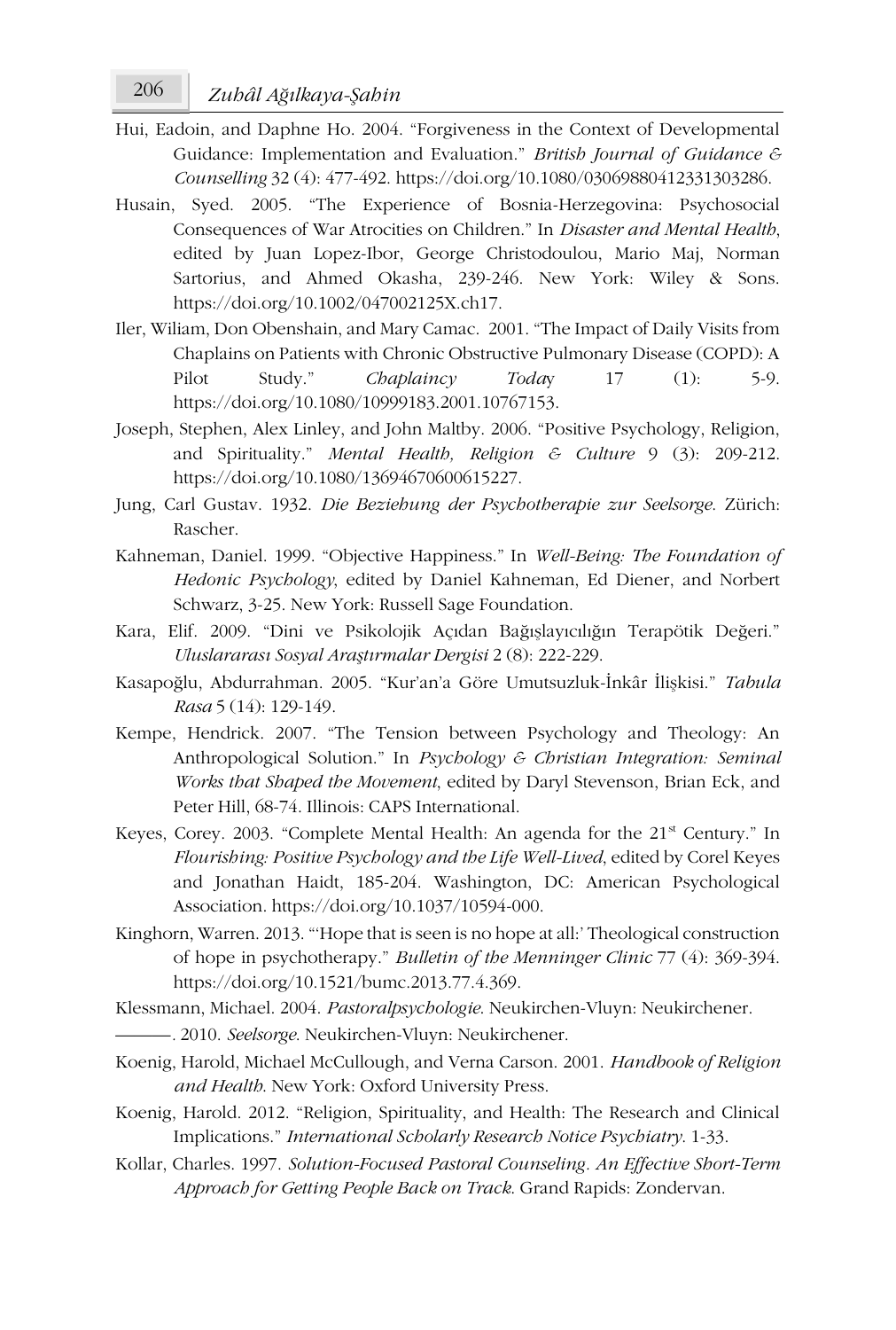Hui, Eadoin, and Daphne Ho. 2004. "Forgiveness in the Context of Developmental Guidance: Implementation and Evaluation." *British Journal of Guidance & Counselling* 32 (4): 477-492. https://doi.org/10.1080/03069880412331303286.

Husain, Syed. 2005. "The Experience of Bosnia-Herzegovina: Psychosocial Consequences of War Atrocities on Children." In *Disaster and Mental Health*, edited by Juan Lopez-Ibor, George Christodoulou, Mario Maj, Norman Sartorius, and Ahmed Okasha, 239-246. New York: Wiley & Sons. https://doi.org/10.1002/047002125X.ch17.

Iler, Wiliam, Don Obenshain, and Mary Camac. 2001. "The Impact of Daily Visits from Chaplains on Patients with Chronic Obstructive Pulmonary Disease (COPD): A Pilot Study." *Chaplaincy Today* 17 (1): 5-9. https://doi.org/10.1080/10999183.2001.10767153.

Joseph, Stephen, Alex Linley, and John Maltby. 2006. "Positive Psychology, Religion, and Spirituality." *Mental Health, Religion & Culture* 9 (3): 209-212. https://doi.org/10.1080/13694670600615227.

Jung, Carl Gustav. 1932. *Die Beziehung der Psychotherapie zur Seelsorge*. Zürich: Rascher.

Kahneman, Daniel. 1999. "Objective Happiness." In *Well-Being: The Foundation of Hedonic Psychology*, edited by Daniel Kahneman, Ed Diener, and Norbert Schwarz, 3-25. New York: Russell Sage Foundation.

Kara, Elif. 2009. "Dini ve Psikolojik Açıdan Bağışlayıcılığın Terapötik Değeri." *Uluslararası Sosyal Araştırmalar Dergisi* 2 (8): 222-229.

Kasapoğlu, Abdurrahman. 2005. "Kur'an'a Göre Umutsuzluk-İnkâr İlişkisi." *Tabula Rasa* 5 (14): 129-149.

Kempe, Hendrick. 2007. "The Tension between Psychology and Theology: An Anthropological Solution." In *Psychology & Christian Integration: Seminal Works that Shaped the Movement*, edited by Daryl Stevenson, Brian Eck, and Peter Hill, 68-74. Illinois: CAPS International.

Keyes, Corey. 2003. "Complete Mental Health: An agenda for the 21st Century." In *Flourishing: Positive Psychology and the Life Well-Lived*, edited by Corel Keyes and Jonathan Haidt, 185-204. Washington, DC: American Psychological Association. https://doi.org/10.1037/10594-000.

Kinghorn, Warren. 2013. "'Hope that is seen is no hope at all:' Theological construction of hope in psychotherapy." *Bulletin of the Menninger Clinic* 77 (4): 369-394. https://doi.org/10.1521/bumc.2013.77.4.369.

Klessmann, Michael. 2004. *Pastoralpsychologie*. Neukirchen-Vluyn: Neukirchener.

———. 2010. *Seelsorge*. Neukirchen-Vluyn: Neukirchener.

Koenig, Harold, Michael McCullough, and Verna Carson. 2001. *Handbook of Religion and Health*. New York: Oxford University Press.

Koenig, Harold. 2012. "Religion, Spirituality, and Health: The Research and Clinical Implications." *International Scholarly Research Notice Psychiatry*. 1-33.

Kollar, Charles. 1997. *Solution-Focused Pastoral Counseling. An Effective Short-Term Approach for Getting People Back on Track*. Grand Rapids: Zondervan.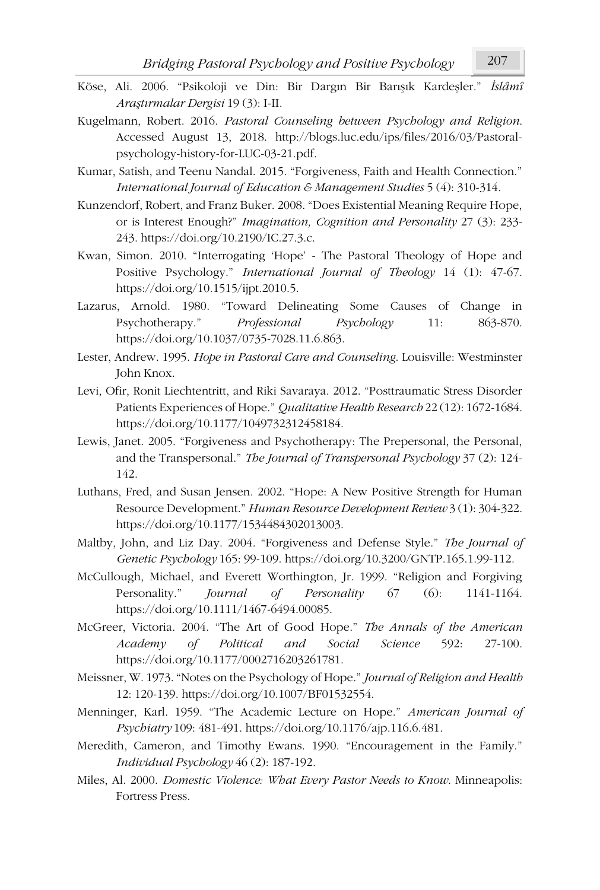Köse, Ali. 2006. "Psikoloji ve Din: Bir Dargın Bir Barışık Kardeşler." *İslâmî Araştırmalar Dergisi* 19 (3): I-II.

Kugelmann, Robert. 2016. *Pastoral Counseling between Psychology and Religion*. Accessed August 13, 2018. http://blogs.luc.edu/ips/files/2016/03/Pastoral-psychology-history-for-LUC-03-21.pdf.

Kumar, Satish, and Teenu Nandal. 2015. "Forgiveness, Faith and Health Connection." *International Journal of Education & Management Studies* 5 (4): 310-314.

Kunzendorf, Robert, and Franz Buker. 2008. "Does Existential Meaning Require Hope, or is Interest Enough?" *Imagination, Cognition and Personality* 27 (3): 233-243. https://doi.org/10.2190/IC.27.3.c.

Kwan, Simon. 2010. "Interrogating 'Hope' - The Pastoral Theology of Hope and Positive Psychology." *International Journal of Theology* 14 (1): 47-67. https://doi.org/10.1515/ijpt.2010.5.

Lazarus, Arnold. 1980. "Toward Delineating Some Causes of Change in Psychotherapy." *Professional Psychology* 11: 863-870. https://doi.org/10.1037/0735-7028.11.6.863.

Lester, Andrew. 1995. *Hope in Pastoral Care and Counseling*. Louisville: Westminster John Knox.

Levi, Ofir, Ronit Liechtentritt, and Riki Savaraya. 2012. "Posttraumatic Stress Disorder Patients Experiences of Hope." *Qualitative Health Research* 22 (12): 1672-1684. https://doi.org/10.1177/1049732312458184.

Lewis, Janet. 2005. "Forgiveness and Psychotherapy: The Prepersonal, the Personal, and the Transpersonal." *The Journal of Transpersonal Psychology* 37 (2): 124-142.

Luthans, Fred, and Susan Jensen. 2002. "Hope: A New Positive Strength for Human Resource Development." *Human Resource Development Review* 3 (1): 304-322. https://doi.org/10.1177/1534484302013003.

Maltby, John, and Liz Day. 2004. "Forgiveness and Defense Style." *The Journal of Genetic Psychology* 165: 99-109. https://doi.org/10.3200/GNTP.165.1.99-112.

McCullough, Michael, and Everett Worthington, Jr. 1999. "Religion and Forgiving Personality." *Journal of Personality* 67 (6): 1141-1164. https://doi.org/10.1111/1467-6494.00085.

McGreer, Victoria. 2004. "The Art of Good Hope." *The Annals of the American Academy of Political and Social Science* 592: 27-100. https://doi.org/10.1177/0002716203261781.

Meissner, W. 1973. "Notes on the Psychology of Hope." *Journal of Religion and Health* 12: 120-139. https://doi.org/10.1007/BF01532554.

Menninger, Karl. 1959. "The Academic Lecture on Hope." *American Journal of Psychiatry* 109: 481-491. https://doi.org/10.1176/ajp.116.6.481.

Meredith, Cameron, and Timothy Ewans. 1990. "Encouragement in the Family." *Individual Psychology* 46 (2): 187-192.

Miles, Al. 2000. *Domestic Violence: What Every Pastor Needs to Know*. Minneapolis: Fortress Press.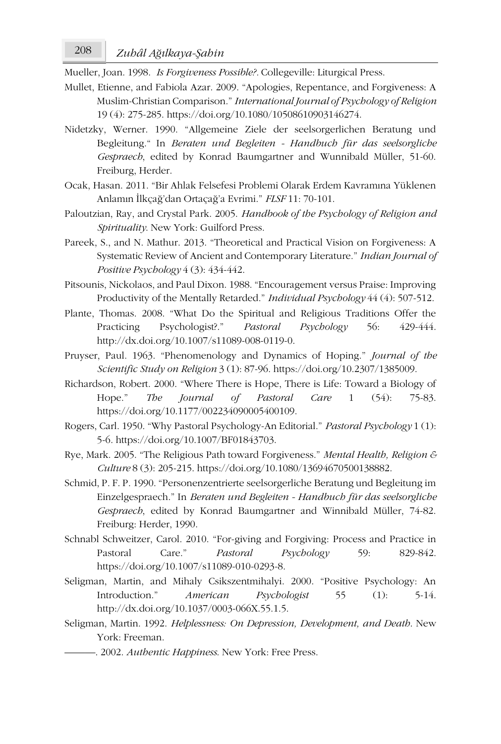Mueller, Joan. 1998. *Is Forgiveness Possible?*. Collegeville: Liturgical Press.

Mullet, Etienne, and Fabiola Azar. 2009. "Apologies, Repentance, and Forgiveness: A Muslim-Christian Comparison." *International Journal of Psychology of Religion* 19 (4): 275-285. https://doi.org/10.1080/10508610903146274.

Nidetzky, Werner. 1990. "Allgemeine Ziele der seelsorgerlichen Beratung und Begleitung." In *Beraten und Begleiten - Handbuch für das seelsorgliche Gespraech*, edited by Konrad Baumgartner and Wunnibald Müller, 51-60. Freiburg, Herder.

Ocak, Hasan. 2011. "Bir Ahlak Felsefesi Problemi Olarak Erdem Kavramına Yüklenen Anlamın İlkçağ'dan Ortaçağ'a Evrimi." *FLSF* 11: 70-101.

Paloutzian, Ray, and Crystal Park. 2005. *Handbook of the Psychology of Religion and Spirituality*. New York: Guilford Press.

Pareek, S., and N. Mathur. 2013. "Theoretical and Practical Vision on Forgiveness: A Systematic Review of Ancient and Contemporary Literature." *Indian Journal of Positive Psychology* 4 (3): 434-442.

Pitsounis, Nickolaos, and Paul Dixon. 1988. "Encouragement versus Praise: Improving Productivity of the Mentally Retarded." *Individual Psychology* 44 (4): 507-512.

Plante, Thomas. 2008. "What Do the Spiritual and Religious Traditions Offer the Practicing Psychologist?." *Pastoral Psychology* 56: 429-444. http://dx.doi.org/10.1007/s11089-008-0119-0.

Pruyser, Paul. 1963. "Phenomenology and Dynamics of Hoping." *Journal of the Scientific Study on Religion* 3 (1): 87-96. https://doi.org/10.2307/1385009.

Richardson, Robert. 2000. "Where There is Hope, There is Life: Toward a Biology of Hope." *The Journal of Pastoral Care* 1 (54): 75-83. https://doi.org/10.1177/002234090005400109.

Rogers, Carl. 1950. "Why Pastoral Psychology-An Editorial." *Pastoral Psychology* 1 (1): 5-6. https://doi.org/10.1007/BF01843703.

Rye, Mark. 2005. "The Religious Path toward Forgiveness." *Mental Health, Religion & Culture* 8 (3): 205-215. https://doi.org/10.1080/13694670500138882.

Schmid, P. F. P. 1990. "Personenzentrierte seelsorgerliche Beratung und Begleitung im Einzelgespraech." In *Beraten und Begleiten - Handbuch für das seelsorgliche Gespraech*, edited by Konrad Baumgartner and Winnibald Müller, 74-82. Freiburg: Herder, 1990.

Schnabl Schweitzer, Carol. 2010. "For-giving and Forgiving: Process and Practice in Pastoral Care." *Pastoral Psychology* 59: 829-842. https://doi.org/10.1007/s11089-010-0293-8.

Seligman, Martin, and Mihaly Csikszentmihalyi. 2000. "Positive Psychology: An Introduction." *American Psychologist* 55 (1): 5-14. http://dx.doi.org/10.1037/0003-066X.55.1.5.

Seligman, Martin. 1992. *Helplessness: On Depression, Development, and Death*. New York: Freeman.

———. 2002. *Authentic Happiness*. New York: Free Press.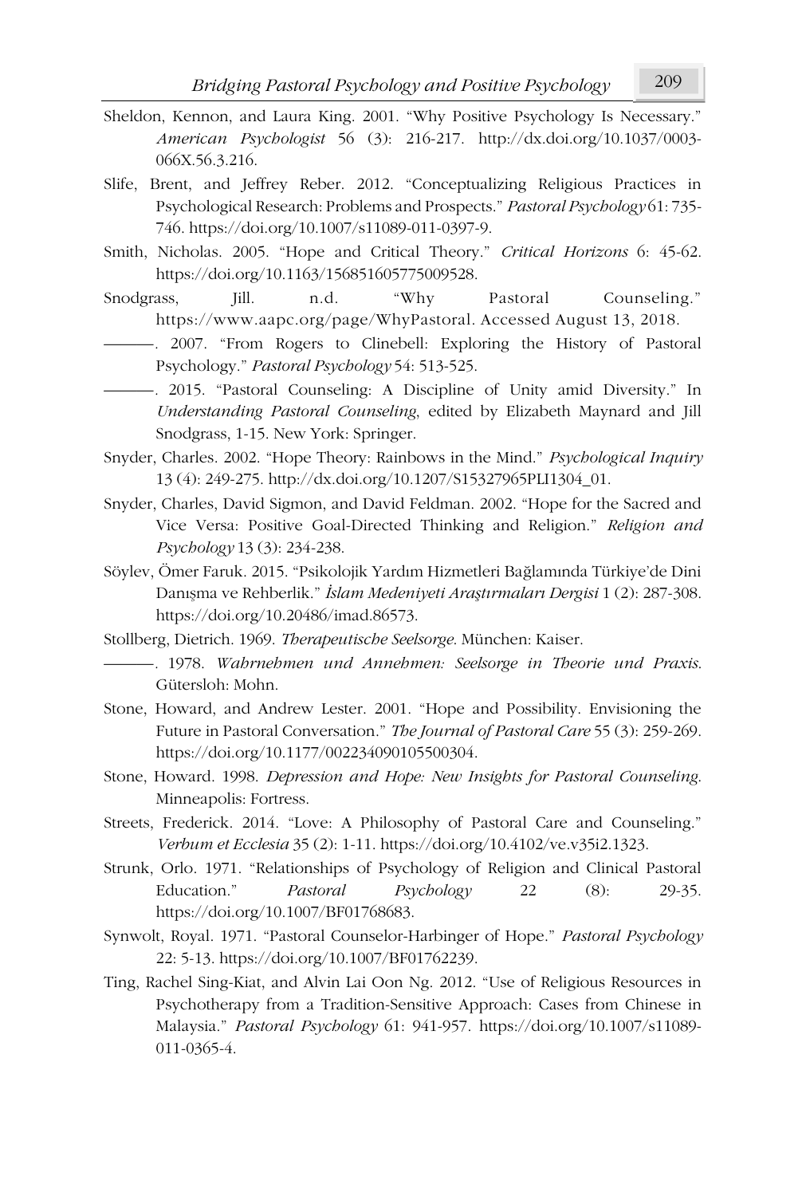Sheldon, Kennon, and Laura King. 2001. "Why Positive Psychology Is Necessary." *American Psychologist* 56 (3): 216-217. http://dx.doi.org/10.1037/0003-066X.56.3.216.

Slife, Brent, and Jeffrey Reber. 2012. "Conceptualizing Religious Practices in Psychological Research: Problems and Prospects." *Pastoral Psychology* 61: 735-746. https://doi.org/10.1007/s11089-011-0397-9.

Smith, Nicholas. 2005. "Hope and Critical Theory." *Critical Horizons* 6: 45-62. https://doi.org/10.1163/156851605775009528.

Snodgrass, Jill. n.d. "Why Pastoral Counseling." https://www.aapc.org/page/WhyPastoral. Accessed August 13, 2018.

———. 2007. "From Rogers to Clinebell: Exploring the History of Pastoral Psychology." *Pastoral Psychology* 54: 513-525.

———. 2015. "Pastoral Counseling: A Discipline of Unity amid Diversity." In *Understanding Pastoral Counseling*, edited by Elizabeth Maynard and Jill Snodgrass, 1-15. New York: Springer.

Snyder, Charles. 2002. "Hope Theory: Rainbows in the Mind." *Psychological Inquiry* 13 (4): 249-275. http://dx.doi.org/10.1207/S15327965PLI1304_01.

Snyder, Charles, David Sigmon, and David Feldman. 2002. "Hope for the Sacred and Vice Versa: Positive Goal-Directed Thinking and Religion." *Religion and Psychology* 13 (3): 234-238.

Söylev, Ömer Faruk. 2015. "Psikolojik Yardım Hizmetleri Bağlamında Türkiye'de Dini Danışma ve Rehberlik." *İslam Medeniyeti Araştırmaları Dergisi* 1 (2): 287-308. https://doi.org/10.20486/imad.86573.

Stollberg, Dietrich. 1969. *Therapeutische Seelsorge*. München: Kaiser.

———. 1978. *Wahrnehmen und Annehmen: Seelsorge in Theorie und Praxis*. Gütersloh: Mohn.

Stone, Howard, and Andrew Lester. 2001. "Hope and Possibility. Envisioning the Future in Pastoral Conversation." *The Journal of Pastoral Care* 55 (3): 259-269. https://doi.org/10.1177/002234090105500304.

Stone, Howard. 1998. *Depression and Hope: New Insights for Pastoral Counseling*. Minneapolis: Fortress.

Streets, Frederick. 2014. "Love: A Philosophy of Pastoral Care and Counseling." *Verbum et Ecclesia* 35 (2): 1-11. https://doi.org/10.4102/ve.v35i2.1323.

Strunk, Orlo. 1971. "Relationships of Psychology of Religion and Clinical Pastoral Education." *Pastoral Psychology* 22 (8): 29-35. https://doi.org/10.1007/BF01768683.

Synwolt, Royal. 1971. "Pastoral Counselor-Harbinger of Hope." *Pastoral Psychology* 22: 5-13. https://doi.org/10.1007/BF01762239.

Ting, Rachel Sing-Kiat, and Alvin Lai Oon Ng. 2012. "Use of Religious Resources in Psychotherapy from a Tradition-Sensitive Approach: Cases from Chinese in Malaysia." *Pastoral Psychology* 61: 941-957. https://doi.org/10.1007/s11089-011-0365-4.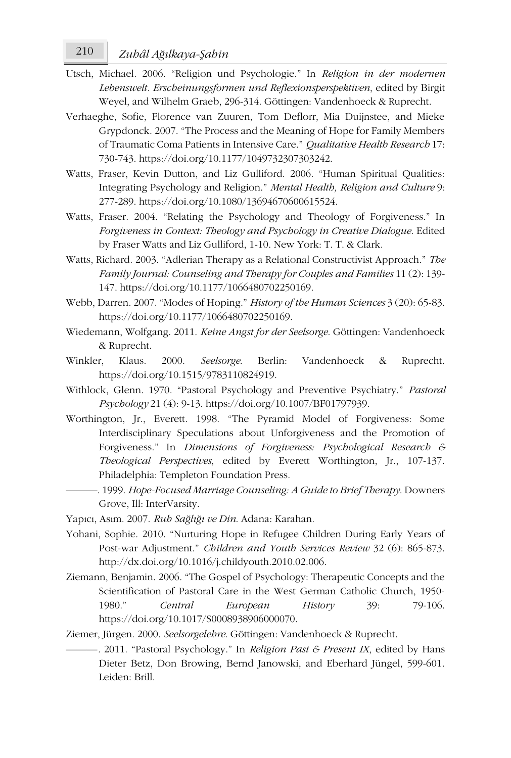Utsch, Michael. 2006. "Religion und Psychologie." In *Religion in der modernen Lebenswelt. Erscheinungsformen und Reflexionsperspektiven*, edited by Birgit Weyel, and Wilhelm Graeb, 296-314. Göttingen: Vandenhoeck & Ruprecht.

Verhaeghe, Sofie, Florence van Zuuren, Tom Deflorr, Mia Duijnstee, and Mieke Grypdonck. 2007. "The Process and the Meaning of Hope for Family Members of Traumatic Coma Patients in Intensive Care." *Qualitative Health Research* 17: 730-743. https://doi.org/10.1177/1049732307303242.

Watts, Fraser, Kevin Dutton, and Liz Gulliford. 2006. "Human Spiritual Qualities: Integrating Psychology and Religion." *Mental Health, Religion and Culture* 9: 277-289. https://doi.org/10.1080/13694670600615524.

Watts, Fraser. 2004. "Relating the Psychology and Theology of Forgiveness." In *Forgiveness in Context: Theology and Psychology in Creative Dialogue*. Edited by Fraser Watts and Liz Gulliford, 1-10. New York: T. T. & Clark.

Watts, Richard. 2003. "Adlerian Therapy as a Relational Constructivist Approach." *The Family Journal: Counseling and Therapy for Couples and Families* 11 (2): 139-147. https://doi.org/10.1177/1066480702250169.

Webb, Darren. 2007. "Modes of Hoping." *History of the Human Sciences* 3 (20): 65-83. https://doi.org/10.1177/1066480702250169.

Wiedemann, Wolfgang. 2011. *Keine Angst for der Seelsorge*. Göttingen: Vandenhoeck & Ruprecht.

Winkler, Klaus. 2000. *Seelsorge*. Berlin: Vandenhoeck & Ruprecht. https://doi.org/10.1515/9783110824919.

Withlock, Glenn. 1970. "Pastoral Psychology and Preventive Psychiatry." *Pastoral Psychology* 21 (4): 9-13. https://doi.org/10.1007/BF01797939.

Worthington, Jr., Everett. 1998. "The Pyramid Model of Forgiveness: Some Interdisciplinary Speculations about Unforgiveness and the Promotion of Forgiveness." In *Dimensions of Forgiveness: Psychological Research & Theological Perspectives*, edited by Everett Worthington, Jr., 107-137. Philadelphia: Templeton Foundation Press.

———. 1999. *Hope-Focused Marriage Counseling: A Guide to Brief Therapy*. Downers Grove, Ill: InterVarsity.

Yapıcı, Asım. 2007. *Ruh Sağlığı ve Din*. Adana: Karahan.

Yohani, Sophie. 2010. "Nurturing Hope in Refugee Children During Early Years of Post-war Adjustment." *Children and Youth Services Review* 32 (6): 865-873. http://dx.doi.org/10.1016/j.childyouth.2010.02.006.

Ziemann, Benjamin. 2006. "The Gospel of Psychology: Therapeutic Concepts and the Scientification of Pastoral Care in the West German Catholic Church, 1950-1980." *Central European History* 39: 79-106. https://doi.org/10.1017/S0008938906000070.

Ziemer, Jürgen. 2000. *Seelsorgelehre*. Göttingen: Vandenhoeck & Ruprecht.

———. 2011. "Pastoral Psychology." In *Religion Past & Present IX*, edited by Hans Dieter Betz, Don Browing, Bernd Janowski, and Eberhard Jüngel, 599-601. Leiden: Brill.